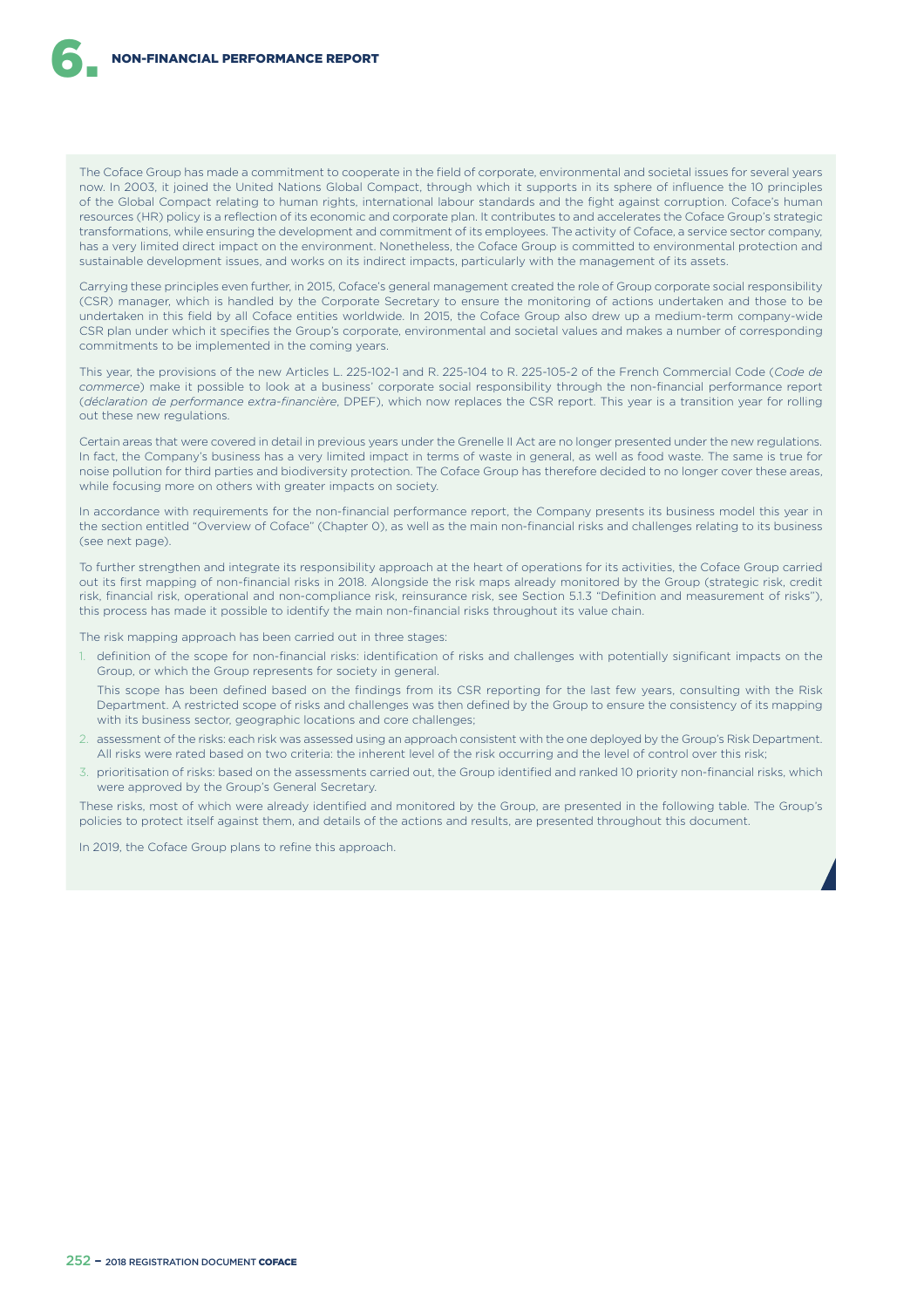The Coface Group has made a commitment to cooperate in the field of corporate, environmental and societal issues for several years now. In 2003, it joined the United Nations Global Compact, through which it supports in its sphere of influence the 10 principles of the Global Compact relating to human rights, international labour standards and the fight against corruption. Coface's human resources (HR) policy is a reflection of its economic and corporate plan. It contributes to and accelerates the Coface Group's strategic transformations, while ensuring the development and commitment of its employees. The activity of Coface, a service sector company, has a very limited direct impact on the environment. Nonetheless, the Coface Group is committed to environmental protection and sustainable development issues, and works on its indirect impacts, particularly with the management of its assets.

Carrying these principles even further, in 2015, Coface's general management created the role of Group corporate social responsibility (CSR) manager, which is handled by the Corporate Secretary to ensure the monitoring of actions undertaken and those to be undertaken in this field by all Coface entities worldwide. In 2015, the Coface Group also drew up a medium-term company-wide CSR plan under which it specifies the Group's corporate, environmental and societal values and makes a number of corresponding commitments to be implemented in the coming years.

This year, the provisions of the new Articles L. 225-102-1 and R. 225-104 to R. 225-105-2 of the French Commercial Code (*Code de commerce*) make it possible to look at a business' corporate social responsibility through the non-financial performance report (*déclaration de performance extra-financière*, DPEF), which now replaces the CSR report. This year is a transition year for rolling out these new regulations.

Certain areas that were covered in detail in previous years under the Grenelle II Act are no longer presented under the new regulations. In fact, the Company's business has a very limited impact in terms of waste in general, as well as food waste. The same is true for noise pollution for third parties and biodiversity protection. The Coface Group has therefore decided to no longer cover these areas, while focusing more on others with greater impacts on society.

In accordance with requirements for the non-financial performance report, the Company presents its business model this year in the section entitled "Overview of Coface" (Chapter 0), as well as the main non-financial risks and challenges relating to its business (see next page).

To further strengthen and integrate its responsibility approach at the heart of operations for its activities, the Coface Group carried out its first mapping of non-financial risks in 2018. Alongside the risk maps already monitored by the Group (strategic risk, credit risk, financial risk, operational and non-compliance risk, reinsurance risk, see Section 5.1.3 "Definition and measurement of risks"), this process has made it possible to identify the main non-financial risks throughout its value chain.

The risk mapping approach has been carried out in three stages:

1. definition of the scope for non-financial risks: identification of risks and challenges with potentially significant impacts on the Group, or which the Group represents for society in general.

   This scope has been defined based on the findings from its CSR reporting for the last few years, consulting with the Risk Department. A restricted scope of risks and challenges was then defined by the Group to ensure the consistency of its mapping with its business sector, geographic locations and core challenges;
2. assessment of the risks: each risk was assessed using an approach consistent with the one deployed by the Group's Risk Department. All risks were rated based on two criteria: the inherent level of the risk occurring and the level of control over this risk;
3. prioritisation of risks: based on the assessments carried out, the Group identified and ranked 10 priority non-financial risks, which were approved by the Group's General Secretary.

These risks, most of which were already identified and monitored by the Group, are presented in the following table. The Group's policies to protect itself against them, and details of the actions and results, are presented throughout this document.

In 2019, the Coface Group plans to refine this approach.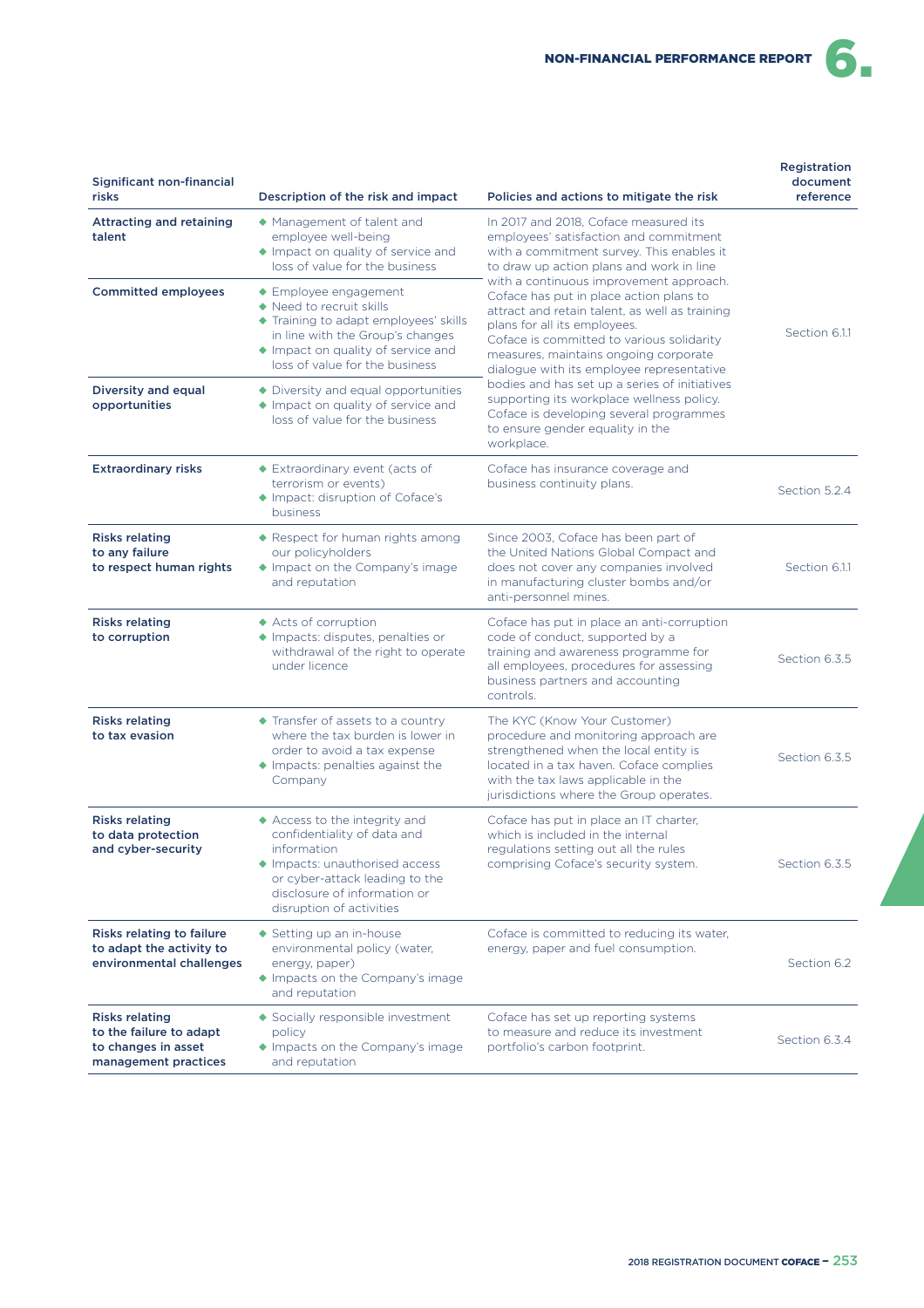| Significant non-financial risks | Description of the risk and impact | Policies and actions to mitigate the risk | Registration document reference |
|---|---|---|---|
| Attracting and retaining talent | ◆ Management of talent and employee well-being<br>◆ Impact on quality of service and loss of value for the business | In 2017 and 2018, Coface measured its employees' satisfaction and commitment with a commitment survey. This enables it to draw up action plans and work in line with a continuous improvement approach. Coface has put in place action plans to attract and retain talent, as well as training plans for all its employees.<br>Coface is committed to various solidarity measures, maintains ongoing corporate dialogue with its employee representative bodies and has set up a series of initiatives supporting its workplace wellness policy.<br>Coface is developing several programmes to ensure gender equality in the workplace. | Section 6.1.1 |
| Committed employees | ◆ Employee engagement<br>◆ Need to recruit skills<br>◆ Training to adapt employees' skills in line with the Group's changes<br>◆ Impact on quality of service and loss of value for the business | | |
| Diversity and equal opportunities | ◆ Diversity and equal opportunities<br>◆ Impact on quality of service and loss of value for the business | | |
| Extraordinary risks | ◆ Extraordinary event (acts of terrorism or events)<br>◆ Impact: disruption of Coface's business | Coface has insurance coverage and business continuity plans. | Section 5.2.4 |
| Risks relating to any failure to respect human rights | ◆ Respect for human rights among our policyholders<br>◆ Impact on the Company's image and reputation | Since 2003, Coface has been part of the United Nations Global Compact and does not cover any companies involved in manufacturing cluster bombs and/or anti-personnel mines. | Section 6.1.1 |
| Risks relating to corruption | ◆ Acts of corruption<br>◆ Impacts: disputes, penalties or withdrawal of the right to operate under licence | Coface has put in place an anti-corruption code of conduct, supported by a training and awareness programme for all employees, procedures for assessing business partners and accounting controls. | Section 6.3.5 |
| Risks relating to tax evasion | ◆ Transfer of assets to a country where the tax burden is lower in order to avoid a tax expense<br>◆ Impacts: penalties against the Company | The KYC (Know Your Customer) procedure and monitoring approach are strengthened when the local entity is located in a tax haven. Coface complies with the tax laws applicable in the jurisdictions where the Group operates. | Section 6.3.5 |
| Risks relating to data protection and cyber-security | ◆ Access to the integrity and confidentiality of data and information<br>◆ Impacts: unauthorised access or cyber-attack leading to the disclosure of information or disruption of activities | Coface has put in place an IT charter, which is included in the internal regulations setting out all the rules comprising Coface's security system. | Section 6.3.5 |
| Risks relating to failure to adapt the activity to environmental challenges | ◆ Setting up an in-house environmental policy (water, energy, paper)<br>◆ Impacts on the Company's image and reputation | Coface is committed to reducing its water, energy, paper and fuel consumption. | Section 6.2 |
| Risks relating to the failure to adapt to changes in asset management practices | ◆ Socially responsible investment policy<br>◆ Impacts on the Company's image and reputation | Coface has set up reporting systems to measure and reduce its investment portfolio's carbon footprint. | Section 6.3.4 |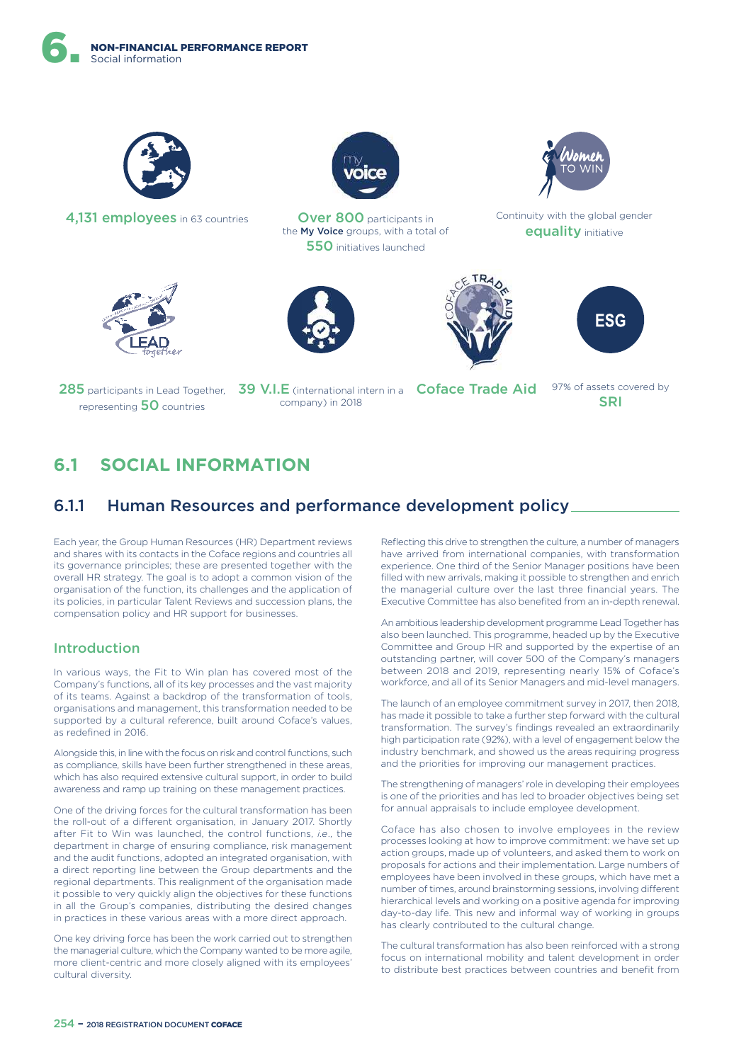4,131 employees in 63 countries

Over 800 participants in the **My Voice** groups, with a total of 550 initiatives launched

Continuity with the global gender equality initiative

285 participants in Lead Together, representing 50 countries

39 V.I.E (international intern in a company) in 2018

Coface Trade Aid

97% of assets covered by SRI

## 6.1 SOCIAL INFORMATION

### 6.1.1 Human Resources and performance development policy

Each year, the Group Human Resources (HR) Department reviews and shares with its contacts in the Coface regions and countries all its governance principles; these are presented together with the overall HR strategy. The goal is to adopt a common vision of the organisation of the function, its challenges and the application of its policies, in particular Talent Reviews and succession plans, the compensation policy and HR support for businesses.

#### Introduction

In various ways, the Fit to Win plan has covered most of the Company's functions, all of its key processes and the vast majority of its teams. Against a backdrop of the transformation of tools, organisations and management, this transformation needed to be supported by a cultural reference, built around Coface's values, as redefined in 2016.

Alongside this, in line with the focus on risk and control functions, such as compliance, skills have been further strengthened in these areas, which has also required extensive cultural support, in order to build awareness and ramp up training on these management practices.

One of the driving forces for the cultural transformation has been the roll-out of a different organisation, in January 2017. Shortly after Fit to Win was launched, the control functions, *i.e.*, the department in charge of ensuring compliance, risk management and the audit functions, adopted an integrated organisation, with a direct reporting line between the Group departments and the regional departments. This realignment of the organisation made it possible to very quickly align the objectives for these functions in all the Group's companies, distributing the desired changes in practices in these various areas with a more direct approach.

One key driving force has been the work carried out to strengthen the managerial culture, which the Company wanted to be more agile, more client-centric and more closely aligned with its employees' cultural diversity.

Reflecting this drive to strengthen the culture, a number of managers have arrived from international companies, with transformation experience. One third of the Senior Manager positions have been filled with new arrivals, making it possible to strengthen and enrich the managerial culture over the last three financial years. The Executive Committee has also benefited from an in-depth renewal.

An ambitious leadership development programme Lead Together has also been launched. This programme, headed up by the Executive Committee and Group HR and supported by the expertise of an outstanding partner, will cover 500 of the Company's managers between 2018 and 2019, representing nearly 15% of Coface's workforce, and all of its Senior Managers and mid-level managers.

The launch of an employee commitment survey in 2017, then 2018, has made it possible to take a further step forward with the cultural transformation. The survey's findings revealed an extraordinarily high participation rate (92%), with a level of engagement below the industry benchmark, and showed us the areas requiring progress and the priorities for improving our management practices.

The strengthening of managers' role in developing their employees is one of the priorities and has led to broader objectives being set for annual appraisals to include employee development.

Coface has also chosen to involve employees in the review processes looking at how to improve commitment: we have set up action groups, made up of volunteers, and asked them to work on proposals for actions and their implementation. Large numbers of employees have been involved in these groups, which have met a number of times, around brainstorming sessions, involving different hierarchical levels and working on a positive agenda for improving day-to-day life. This new and informal way of working in groups has clearly contributed to the cultural change.

The cultural transformation has also been reinforced with a strong focus on international mobility and talent development in order to distribute best practices between countries and benefit from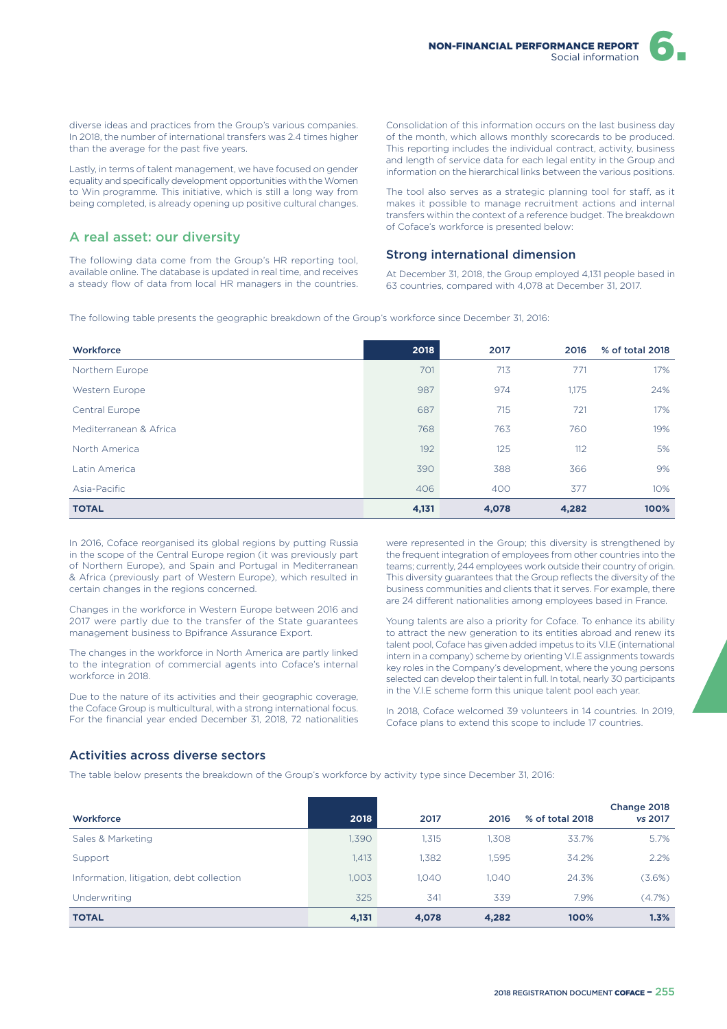diverse ideas and practices from the Group's various companies. In 2018, the number of international transfers was 2.4 times higher than the average for the past five years.

Lastly, in terms of talent management, we have focused on gender equality and specifically development opportunities with the Women to Win programme. This initiative, which is still a long way from being completed, is already opening up positive cultural changes.

## A real asset: our diversity

The following data come from the Group's HR reporting tool, available online. The database is updated in real time, and receives a steady flow of data from local HR managers in the countries. Consolidation of this information occurs on the last business day of the month, which allows monthly scorecards to be produced. This reporting includes the individual contract, activity, business and length of service data for each legal entity in the Group and information on the hierarchical links between the various positions.

The tool also serves as a strategic planning tool for staff, as it makes it possible to manage recruitment actions and internal transfers within the context of a reference budget. The breakdown of Coface's workforce is presented below:

### Strong international dimension

At December 31, 2018, the Group employed 4,131 people based in 63 countries, compared with 4,078 at December 31, 2017.

The following table presents the geographic breakdown of the Group's workforce since December 31, 2016:

| Workforce | 2018 | 2017 | 2016 | % of total 2018 |
|---|---|---|---|---|
| Northern Europe | 701 | 713 | 771 | 17% |
| Western Europe | 987 | 974 | 1,175 | 24% |
| Central Europe | 687 | 715 | 721 | 17% |
| Mediterranean & Africa | 768 | 763 | 760 | 19% |
| North America | 192 | 125 | 112 | 5% |
| Latin America | 390 | 388 | 366 | 9% |
| Asia-Pacific | 406 | 400 | 377 | 10% |
| **TOTAL** | **4,131** | **4,078** | **4,282** | **100%** |

In 2016, Coface reorganised its global regions by putting Russia in the scope of the Central Europe region (it was previously part of Northern Europe), and Spain and Portugal in Mediterranean & Africa (previously part of Western Europe), which resulted in certain changes in the regions concerned.

Changes in the workforce in Western Europe between 2016 and 2017 were partly due to the transfer of the State guarantees management business to Bpifrance Assurance Export.

The changes in the workforce in North America are partly linked to the integration of commercial agents into Coface's internal workforce in 2018.

Due to the nature of its activities and their geographic coverage, the Coface Group is multicultural, with a strong international focus. For the financial year ended December 31, 2018, 72 nationalities were represented in the Group; this diversity is strengthened by the frequent integration of employees from other countries into the teams; currently, 244 employees work outside their country of origin. This diversity guarantees that the Group reflects the diversity of the business communities and clients that it serves. For example, there are 24 different nationalities among employees based in France.

Young talents are also a priority for Coface. To enhance its ability to attract the new generation to its entities abroad and renew its talent pool, Coface has given added impetus to its V.I.E (international intern in a company) scheme by orienting V.I.E assignments towards key roles in the Company's development, where the young persons selected can develop their talent in full. In total, nearly 30 participants in the V.I.E scheme form this unique talent pool each year.

In 2018, Coface welcomed 39 volunteers in 14 countries. In 2019, Coface plans to extend this scope to include 17 countries.

### Activities across diverse sectors

The table below presents the breakdown of the Group's workforce by activity type since December 31, 2016:

| Workforce | 2018 | 2017 | 2016 | % of total 2018 | Change 2018 *vs* 2017 |
|---|---|---|---|---|---|
| Sales & Marketing | 1,390 | 1,315 | 1,308 | 33.7% | 5.7% |
| Support | 1,413 | 1,382 | 1,595 | 34.2% | 2.2% |
| Information, litigation, debt collection | 1,003 | 1,040 | 1,040 | 24.3% | (3.6%) |
| Underwriting | 325 | 341 | 339 | 7.9% | (4.7%) |
| **TOTAL** | **4,131** | **4,078** | **4,282** | **100%** | **1.3%** |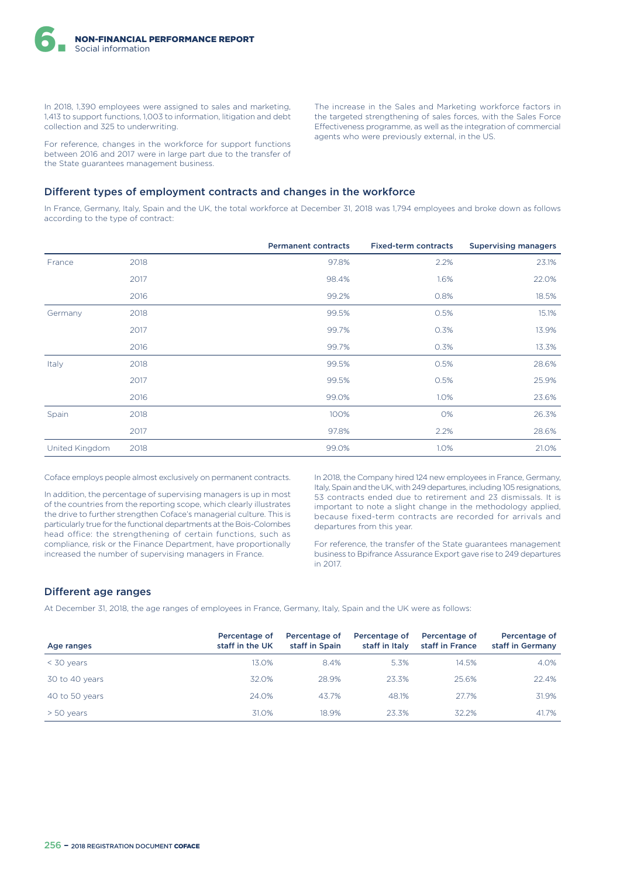In 2018, 1,390 employees were assigned to sales and marketing, 1,413 to support functions, 1,003 to information, litigation and debt collection and 325 to underwriting.

For reference, changes in the workforce for support functions between 2016 and 2017 were in large part due to the transfer of the State guarantees management business.

The increase in the Sales and Marketing workforce factors in the targeted strengthening of sales forces, with the Sales Force Effectiveness programme, as well as the integration of commercial agents who were previously external, in the US.

## Different types of employment contracts and changes in the workforce

In France, Germany, Italy, Spain and the UK, the total workforce at December 31, 2018 was 1,794 employees and broke down as follows according to the type of contract:

| | | Permanent contracts | Fixed-term contracts | Supervising managers |
|---|---|---|---|---|
| France | 2018 | 97.8% | 2.2% | 23.1% |
| | 2017 | 98.4% | 1.6% | 22.0% |
| | 2016 | 99.2% | 0.8% | 18.5% |
| Germany | 2018 | 99.5% | 0.5% | 15.1% |
| | 2017 | 99.7% | 0.3% | 13.9% |
| | 2016 | 99.7% | 0.3% | 13.3% |
| Italy | 2018 | 99.5% | 0.5% | 28.6% |
| | 2017 | 99.5% | 0.5% | 25.9% |
| | 2016 | 99.0% | 1.0% | 23.6% |
| Spain | 2018 | 100% | 0% | 26.3% |
| | 2017 | 97.8% | 2.2% | 28.6% |
| United Kingdom | 2018 | 99.0% | 1.0% | 21.0% |

Coface employs people almost exclusively on permanent contracts.

In addition, the percentage of supervising managers is up in most of the countries from the reporting scope, which clearly illustrates the drive to further strengthen Coface's managerial culture. This is particularly true for the functional departments at the Bois-Colombes head office: the strengthening of certain functions, such as compliance, risk or the Finance Department, have proportionally increased the number of supervising managers in France.

In 2018, the Company hired 124 new employees in France, Germany, Italy, Spain and the UK, with 249 departures, including 105 resignations, 53 contracts ended due to retirement and 23 dismissals. It is important to note a slight change in the methodology applied, because fixed-term contracts are recorded for arrivals and departures from this year.

For reference, the transfer of the State guarantees management business to Bpifrance Assurance Export gave rise to 249 departures in 2017.

## Different age ranges

At December 31, 2018, the age ranges of employees in France, Germany, Italy, Spain and the UK were as follows:

| Age ranges | Percentage of staff in the UK | Percentage of staff in Spain | Percentage of staff in Italy | Percentage of staff in France | Percentage of staff in Germany |
|---|---|---|---|---|---|
| < 30 years | 13.0% | 8.4% | 5.3% | 14.5% | 4.0% |
| 30 to 40 years | 32.0% | 28.9% | 23.3% | 25.6% | 22.4% |
| 40 to 50 years | 24.0% | 43.7% | 48.1% | 27.7% | 31.9% |
| > 50 years | 31.0% | 18.9% | 23.3% | 32.2% | 41.7% |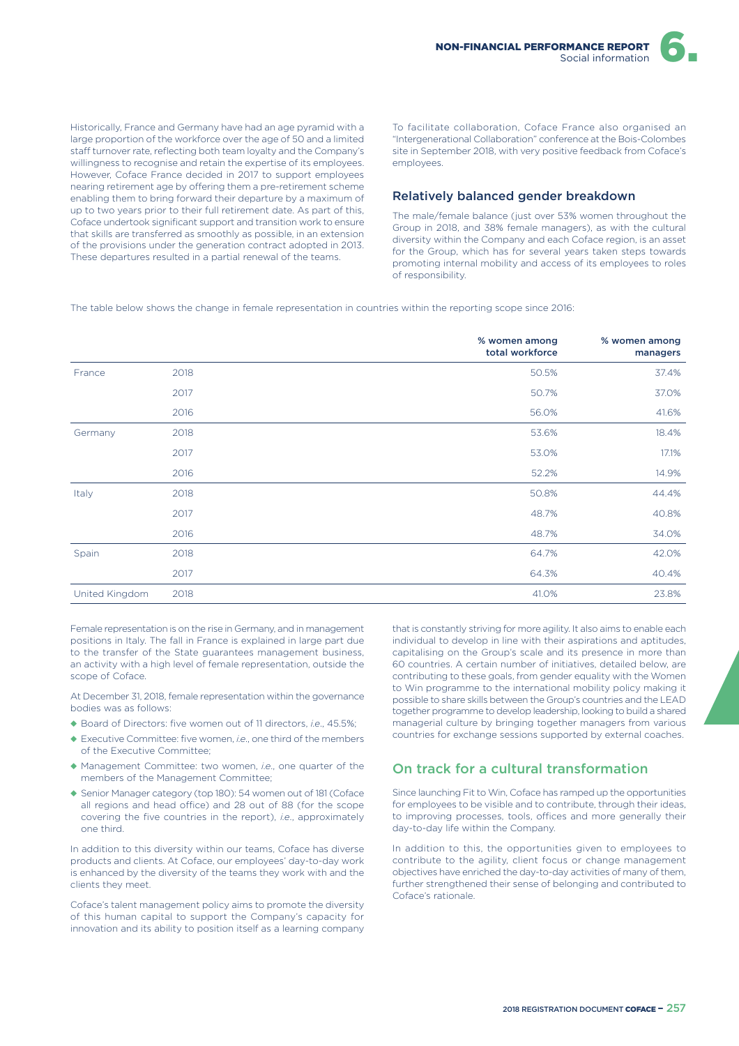Historically, France and Germany have had an age pyramid with a large proportion of the workforce over the age of 50 and a limited staff turnover rate, reflecting both team loyalty and the Company's willingness to recognise and retain the expertise of its employees. However, Coface France decided in 2017 to support employees nearing retirement age by offering them a pre-retirement scheme enabling them to bring forward their departure by a maximum of up to two years prior to their full retirement date. As part of this, Coface undertook significant support and transition work to ensure that skills are transferred as smoothly as possible, in an extension of the provisions under the generation contract adopted in 2013. These departures resulted in a partial renewal of the teams.

To facilitate collaboration, Coface France also organised an "Intergenerational Collaboration" conference at the Bois-Colombes site in September 2018, with very positive feedback from Coface's employees.

### Relatively balanced gender breakdown

The male/female balance (just over 53% women throughout the Group in 2018, and 38% female managers), as with the cultural diversity within the Company and each Coface region, is an asset for the Group, which has for several years taken steps towards promoting internal mobility and access of its employees to roles of responsibility.

The table below shows the change in female representation in countries within the reporting scope since 2016:

| | | % women among total workforce | % women among managers |
|---|---|---|---|
| France | 2018 | 50.5% | 37.4% |
| | 2017 | 50.7% | 37.0% |
| | 2016 | 56.0% | 41.6% |
| Germany | 2018 | 53.6% | 18.4% |
| | 2017 | 53.0% | 17.1% |
| | 2016 | 52.2% | 14.9% |
| Italy | 2018 | 50.8% | 44.4% |
| | 2017 | 48.7% | 40.8% |
| | 2016 | 48.7% | 34.0% |
| Spain | 2018 | 64.7% | 42.0% |
| | 2017 | 64.3% | 40.4% |
| United Kingdom | 2018 | 41.0% | 23.8% |

Female representation is on the rise in Germany, and in management positions in Italy. The fall in France is explained in large part due to the transfer of the State guarantees management business, an activity with a high level of female representation, outside the scope of Coface.

At December 31, 2018, female representation within the governance bodies was as follows:

- Board of Directors: five women out of 11 directors, *i.e.*, 45.5%;
- Executive Committee: five women, *i.e.*, one third of the members of the Executive Committee;
- Management Committee: two women, *i.e.*, one quarter of the members of the Management Committee;
- Senior Manager category (top 180): 54 women out of 181 (Coface all regions and head office) and 28 out of 88 (for the scope covering the five countries in the report), *i.e.*, approximately one third.

In addition to this diversity within our teams, Coface has diverse products and clients. At Coface, our employees' day-to-day work is enhanced by the diversity of the teams they work with and the clients they meet.

Coface's talent management policy aims to promote the diversity of this human capital to support the Company's capacity for innovation and its ability to position itself as a learning company that is constantly striving for more agility. It also aims to enable each individual to develop in line with their aspirations and aptitudes, capitalising on the Group's scale and its presence in more than 60 countries. A certain number of initiatives, detailed below, are contributing to these goals, from gender equality with the Women to Win programme to the international mobility policy making it possible to share skills between the Group's countries and the LEAD together programme to develop leadership, looking to build a shared managerial culture by bringing together managers from various countries for exchange sessions supported by external coaches.

## On track for a cultural transformation

Since launching Fit to Win, Coface has ramped up the opportunities for employees to be visible and to contribute, through their ideas, to improving processes, tools, offices and more generally their day-to-day life within the Company.

In addition to this, the opportunities given to employees to contribute to the agility, client focus or change management objectives have enriched the day-to-day activities of many of them, further strengthened their sense of belonging and contributed to Coface's rationale.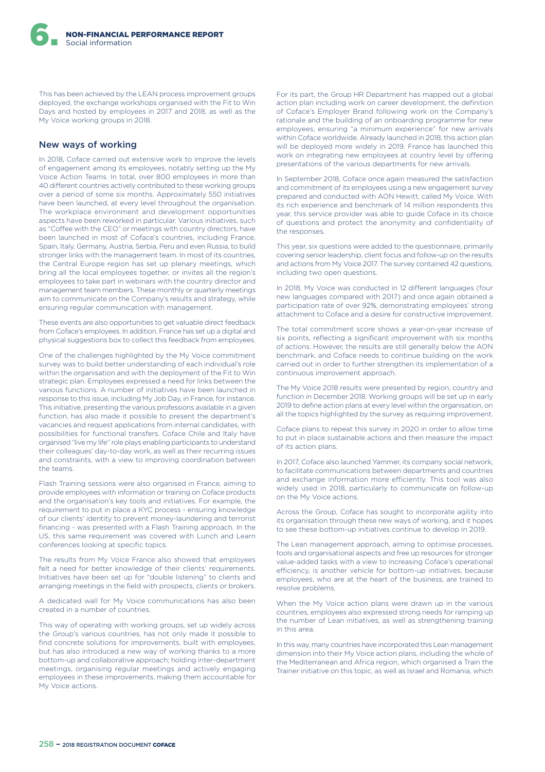This has been achieved by the LEAN process improvement groups deployed, the exchange workshops organised with the Fit to Win Days and hosted by employees in 2017 and 2018, as well as the My Voice working groups in 2018.

## New ways of working

In 2018, Coface carried out extensive work to improve the levels of engagement among its employees, notably setting up the My Voice Action Teams. In total, over 800 employees in more than 40 different countries actively contributed to these working groups over a period of some six months. Approximately 550 initiatives have been launched, at every level throughout the organisation. The workplace environment and development opportunities aspects have been reworked in particular. Various initiatives, such as "Coffee with the CEO" or meetings with country directors, have been launched in most of Coface's countries, including France, Spain, Italy, Germany, Austria, Serbia, Peru and even Russia, to build stronger links with the management team. In most of its countries, the Central Europe region has set up plenary meetings, which bring all the local employees together, or invites all the region's employees to take part in webinars with the country director and management team members. These monthly or quarterly meetings aim to communicate on the Company's results and strategy, while ensuring regular communication with management.

These events are also opportunities to get valuable direct feedback from Coface's employees. In addition, France has set up a digital and physical suggestions box to collect this feedback from employees.

One of the challenges highlighted by the My Voice commitment survey was to build better understanding of each individual's role within the organisation and with the deployment of the Fit to Win strategic plan. Employees expressed a need for links between the various functions. A number of initiatives have been launched in response to this issue, including My Job Day, in France, for instance. This initiative, presenting the various professions available in a given function, has also made it possible to present the department's vacancies and request applications from internal candidates, with possibilities for functional transfers. Coface Chile and Italy have organised "live my life" role plays enabling participants to understand their colleagues' day-to-day work, as well as their recurring issues and constraints, with a view to improving coordination between the teams.

Flash Training sessions were also organised in France, aiming to provide employees with information or training on Coface products and the organisation's key tools and initiatives. For example, the requirement to put in place a KYC process - ensuring knowledge of our clients' identity to prevent money-laundering and terrorist financing - was presented with a Flash Training approach. In the US, this same requirement was covered with Lunch and Learn conferences looking at specific topics.

The results from My Voice France also showed that employees felt a need for better knowledge of their clients' requirements. Initiatives have been set up for "double listening" to clients and arranging meetings in the field with prospects, clients or brokers.

A dedicated wall for My Voice communications has also been created in a number of countries.

This way of operating with working groups, set up widely across the Group's various countries, has not only made it possible to find concrete solutions for improvements, built with employees, but has also introduced a new way of working thanks to a more bottom-up and collaborative approach; holding inter-department meetings, organising regular meetings and actively engaging employees in these improvements, making them accountable for My Voice actions.

For its part, the Group HR Department has mapped out a global action plan including work on career development, the definition of Coface's Employer Brand following work on the Company's rationale and the building of an onboarding programme for new employees, ensuring "a minimum experience" for new arrivals within Coface worldwide. Already launched in 2018, this action plan will be deployed more widely in 2019. France has launched this work on integrating new employees at country level by offering presentations of the various departments for new arrivals.

In September 2018, Coface once again measured the satisfaction and commitment of its employees using a new engagement survey prepared and conducted with AON Hewitt, called My Voice. With its rich experience and benchmark of 14 million respondents this year, this service provider was able to guide Coface in its choice of questions and protect the anonymity and confidentiality of the responses.

This year, six questions were added to the questionnaire, primarily covering senior leadership, client focus and follow-up on the results and actions from My Voice 2017. The survey contained 42 questions, including two open questions.

In 2018, My Voice was conducted in 12 different languages (four new languages compared with 2017) and once again obtained a participation rate of over 92%, demonstrating employees' strong attachment to Coface and a desire for constructive improvement.

The total commitment score shows a year-on-year increase of six points, reflecting a significant improvement with six months of actions. However, the results are still generally below the AON benchmark, and Coface needs to continue building on the work carried out in order to further strengthen its implementation of a continuous improvement approach.

The My Voice 2018 results were presented by region, country and function in December 2018. Working groups will be set up in early 2019 to define action plans at every level within the organisation, on all the topics highlighted by the survey as requiring improvement.

Coface plans to repeat this survey in 2020 in order to allow time to put in place sustainable actions and then measure the impact of its action plans.

In 2017, Coface also launched Yammer, its company social network, to facilitate communications between departments and countries and exchange information more efficiently. This tool was also widely used in 2018, particularly to communicate on follow-up on the My Voice actions.

Across the Group, Coface has sought to incorporate agility into its organisation through these new ways of working, and it hopes to see these bottom-up initiatives continue to develop in 2019.

The Lean management approach, aiming to optimise processes, tools and organisational aspects and free up resources for stronger value-added tasks with a view to increasing Coface's operational efficiency, is another vehicle for bottom-up initiatives, because employees, who are at the heart of the business, are trained to resolve problems.

When the My Voice action plans were drawn up in the various countries, employees also expressed strong needs for ramping up the number of Lean initiatives, as well as strengthening training in this area.

In this way, many countries have incorporated this Lean management dimension into their My Voice action plans, including the whole of the Mediterranean and Africa region, which organised a Train the Trainer initiative on this topic, as well as Israel and Romania, which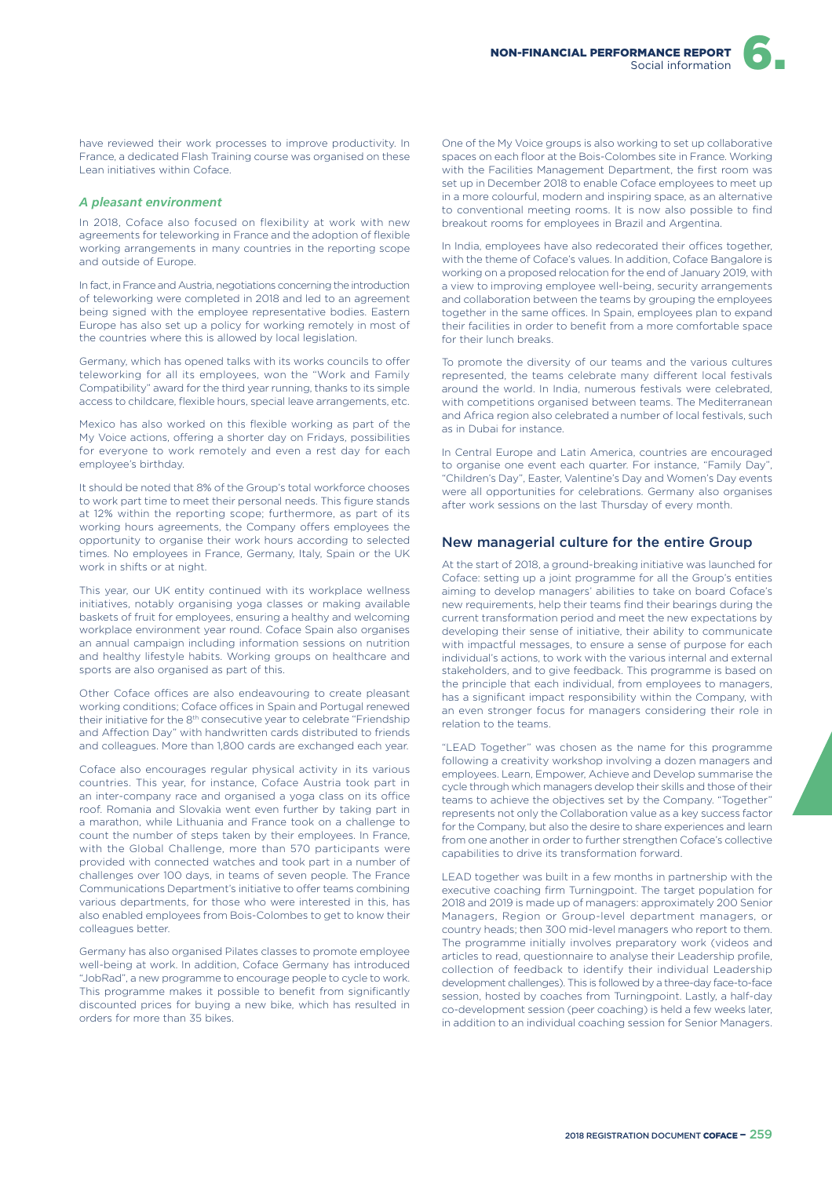have reviewed their work processes to improve productivity. In France, a dedicated Flash Training course was organised on these Lean initiatives within Coface.

### *A pleasant environment*

In 2018, Coface also focused on flexibility at work with new agreements for teleworking in France and the adoption of flexible working arrangements in many countries in the reporting scope and outside of Europe.

In fact, in France and Austria, negotiations concerning the introduction of teleworking were completed in 2018 and led to an agreement being signed with the employee representative bodies. Eastern Europe has also set up a policy for working remotely in most of the countries where this is allowed by local legislation.

Germany, which has opened talks with its works councils to offer teleworking for all its employees, won the "Work and Family Compatibility" award for the third year running, thanks to its simple access to childcare, flexible hours, special leave arrangements, etc.

Mexico has also worked on this flexible working as part of the My Voice actions, offering a shorter day on Fridays, possibilities for everyone to work remotely and even a rest day for each employee's birthday.

It should be noted that 8% of the Group's total workforce chooses to work part time to meet their personal needs. This figure stands at 12% within the reporting scope; furthermore, as part of its working hours agreements, the Company offers employees the opportunity to organise their work hours according to selected times. No employees in France, Germany, Italy, Spain or the UK work in shifts or at night.

This year, our UK entity continued with its workplace wellness initiatives, notably organising yoga classes or making available baskets of fruit for employees, ensuring a healthy and welcoming workplace environment year round. Coface Spain also organises an annual campaign including information sessions on nutrition and healthy lifestyle habits. Working groups on healthcare and sports are also organised as part of this.

Other Coface offices are also endeavouring to create pleasant working conditions; Coface offices in Spain and Portugal renewed their initiative for the 8th consecutive year to celebrate "Friendship and Affection Day" with handwritten cards distributed to friends and colleagues. More than 1,800 cards are exchanged each year.

Coface also encourages regular physical activity in its various countries. This year, for instance, Coface Austria took part in an inter-company race and organised a yoga class on its office roof. Romania and Slovakia went even further by taking part in a marathon, while Lithuania and France took on a challenge to count the number of steps taken by their employees. In France, with the Global Challenge, more than 570 participants were provided with connected watches and took part in a number of challenges over 100 days, in teams of seven people. The France Communications Department's initiative to offer teams combining various departments, for those who were interested in this, has also enabled employees from Bois-Colombes to get to know their colleagues better.

Germany has also organised Pilates classes to promote employee well-being at work. In addition, Coface Germany has introduced "JobRad", a new programme to encourage people to cycle to work. This programme makes it possible to benefit from significantly discounted prices for buying a new bike, which has resulted in orders for more than 35 bikes.

One of the My Voice groups is also working to set up collaborative spaces on each floor at the Bois-Colombes site in France. Working with the Facilities Management Department, the first room was set up in December 2018 to enable Coface employees to meet up in a more colourful, modern and inspiring space, as an alternative to conventional meeting rooms. It is now also possible to find breakout rooms for employees in Brazil and Argentina.

In India, employees have also redecorated their offices together, with the theme of Coface's values. In addition, Coface Bangalore is working on a proposed relocation for the end of January 2019, with a view to improving employee well-being, security arrangements and collaboration between the teams by grouping the employees together in the same offices. In Spain, employees plan to expand their facilities in order to benefit from a more comfortable space for their lunch breaks.

To promote the diversity of our teams and the various cultures represented, the teams celebrate many different local festivals around the world. In India, numerous festivals were celebrated, with competitions organised between teams. The Mediterranean and Africa region also celebrated a number of local festivals, such as in Dubai for instance.

In Central Europe and Latin America, countries are encouraged to organise one event each quarter. For instance, "Family Day", "Children's Day", Easter, Valentine's Day and Women's Day events were all opportunities for celebrations. Germany also organises after work sessions on the last Thursday of every month.

## New managerial culture for the entire Group

At the start of 2018, a ground-breaking initiative was launched for Coface: setting up a joint programme for all the Group's entities aiming to develop managers' abilities to take on board Coface's new requirements, help their teams find their bearings during the current transformation period and meet the new expectations by developing their sense of initiative, their ability to communicate with impactful messages, to ensure a sense of purpose for each individual's actions, to work with the various internal and external stakeholders, and to give feedback. This programme is based on the principle that each individual, from employees to managers, has a significant impact responsibility within the Company, with an even stronger focus for managers considering their role in relation to the teams.

"LEAD Together" was chosen as the name for this programme following a creativity workshop involving a dozen managers and employees. Learn, Empower, Achieve and Develop summarise the cycle through which managers develop their skills and those of their teams to achieve the objectives set by the Company. "Together" represents not only the Collaboration value as a key success factor for the Company, but also the desire to share experiences and learn from one another in order to further strengthen Coface's collective capabilities to drive its transformation forward.

LEAD together was built in a few months in partnership with the executive coaching firm Turningpoint. The target population for 2018 and 2019 is made up of managers: approximately 200 Senior Managers, Region or Group-level department managers, or country heads; then 300 mid-level managers who report to them. The programme initially involves preparatory work (videos and articles to read, questionnaire to analyse their Leadership profile, collection of feedback to identify their individual Leadership development challenges). This is followed by a three-day face-to-face session, hosted by coaches from Turningpoint. Lastly, a half-day co-development session (peer coaching) is held a few weeks later, in addition to an individual coaching session for Senior Managers.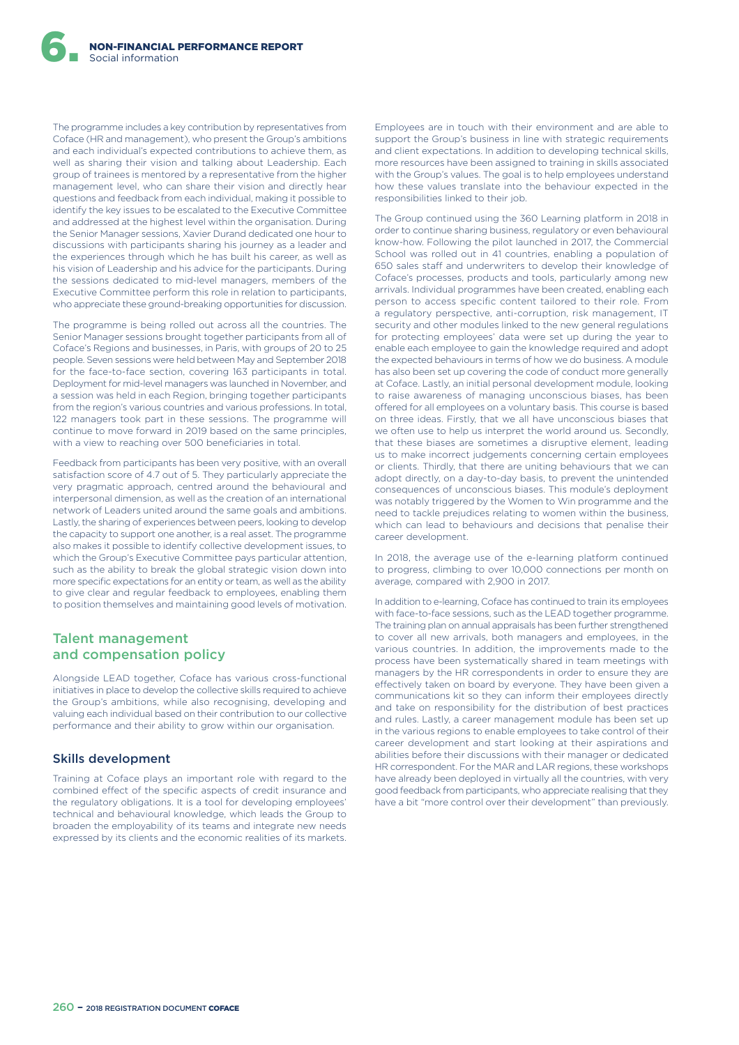The programme includes a key contribution by representatives from Coface (HR and management), who present the Group's ambitions and each individual's expected contributions to achieve them, as well as sharing their vision and talking about Leadership. Each group of trainees is mentored by a representative from the higher management level, who can share their vision and directly hear questions and feedback from each individual, making it possible to identify the key issues to be escalated to the Executive Committee and addressed at the highest level within the organisation. During the Senior Manager sessions, Xavier Durand dedicated one hour to discussions with participants sharing his journey as a leader and the experiences through which he has built his career, as well as his vision of Leadership and his advice for the participants. During the sessions dedicated to mid-level managers, members of the Executive Committee perform this role in relation to participants, who appreciate these ground-breaking opportunities for discussion.

The programme is being rolled out across all the countries. The Senior Manager sessions brought together participants from all of Coface's Regions and businesses, in Paris, with groups of 20 to 25 people. Seven sessions were held between May and September 2018 for the face-to-face section, covering 163 participants in total. Deployment for mid-level managers was launched in November, and a session was held in each Region, bringing together participants from the region's various countries and various professions. In total, 122 managers took part in these sessions. The programme will continue to move forward in 2019 based on the same principles, with a view to reaching over 500 beneficiaries in total.

Feedback from participants has been very positive, with an overall satisfaction score of 4.7 out of 5. They particularly appreciate the very pragmatic approach, centred around the behavioural and interpersonal dimension, as well as the creation of an international network of Leaders united around the same goals and ambitions. Lastly, the sharing of experiences between peers, looking to develop the capacity to support one another, is a real asset. The programme also makes it possible to identify collective development issues, to which the Group's Executive Committee pays particular attention, such as the ability to break the global strategic vision down into more specific expectations for an entity or team, as well as the ability to give clear and regular feedback to employees, enabling them to position themselves and maintaining good levels of motivation.

## Talent management and compensation policy

Alongside LEAD together, Coface has various cross-functional initiatives in place to develop the collective skills required to achieve the Group's ambitions, while also recognising, developing and valuing each individual based on their contribution to our collective performance and their ability to grow within our organisation.

### Skills development

Training at Coface plays an important role with regard to the combined effect of the specific aspects of credit insurance and the regulatory obligations. It is a tool for developing employees' technical and behavioural knowledge, which leads the Group to broaden the employability of its teams and integrate new needs expressed by its clients and the economic realities of its markets.

Employees are in touch with their environment and are able to support the Group's business in line with strategic requirements and client expectations. In addition to developing technical skills, more resources have been assigned to training in skills associated with the Group's values. The goal is to help employees understand how these values translate into the behaviour expected in the responsibilities linked to their job.

The Group continued using the 360 Learning platform in 2018 in order to continue sharing business, regulatory or even behavioural know-how. Following the pilot launched in 2017, the Commercial School was rolled out in 41 countries, enabling a population of 650 sales staff and underwriters to develop their knowledge of Coface's processes, products and tools, particularly among new arrivals. Individual programmes have been created, enabling each person to access specific content tailored to their role. From a regulatory perspective, anti-corruption, risk management, IT security and other modules linked to the new general regulations for protecting employees' data were set up during the year to enable each employee to gain the knowledge required and adopt the expected behaviours in terms of how we do business. A module has also been set up covering the code of conduct more generally at Coface. Lastly, an initial personal development module, looking to raise awareness of managing unconscious biases, has been offered for all employees on a voluntary basis. This course is based on three ideas. Firstly, that we all have unconscious biases that we often use to help us interpret the world around us. Secondly, that these biases are sometimes a disruptive element, leading us to make incorrect judgements concerning certain employees or clients. Thirdly, that there are uniting behaviours that we can adopt directly, on a day-to-day basis, to prevent the unintended consequences of unconscious biases. This module's deployment was notably triggered by the Women to Win programme and the need to tackle prejudices relating to women within the business, which can lead to behaviours and decisions that penalise their career development.

In 2018, the average use of the e-learning platform continued to progress, climbing to over 10,000 connections per month on average, compared with 2,900 in 2017.

In addition to e-learning, Coface has continued to train its employees with face-to-face sessions, such as the LEAD together programme. The training plan on annual appraisals has been further strengthened to cover all new arrivals, both managers and employees, in the various countries. In addition, the improvements made to the process have been systematically shared in team meetings with managers by the HR correspondents in order to ensure they are effectively taken on board by everyone. They have been given a communications kit so they can inform their employees directly and take on responsibility for the distribution of best practices and rules. Lastly, a career management module has been set up in the various regions to enable employees to take control of their career development and start looking at their aspirations and abilities before their discussions with their manager or dedicated HR correspondent. For the MAR and LAR regions, these workshops have already been deployed in virtually all the countries, with very good feedback from participants, who appreciate realising that they have a bit "more control over their development" than previously.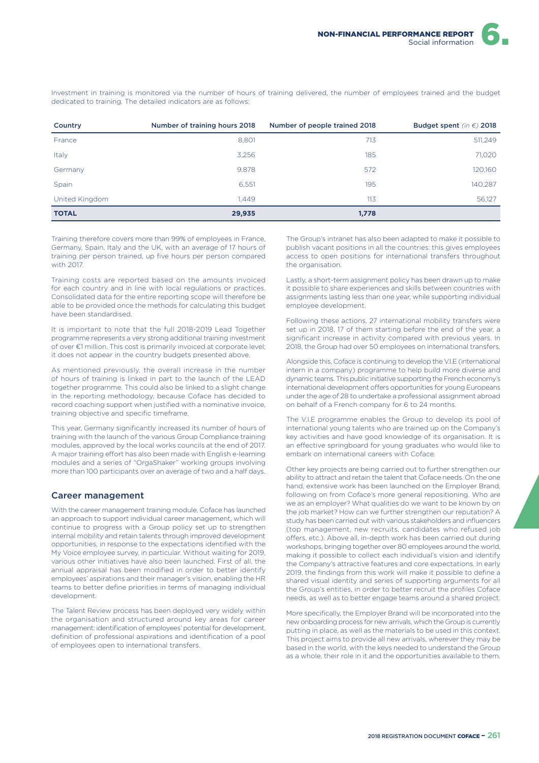Investment in training is monitored via the number of hours of training delivered, the number of employees trained and the budget dedicated to training. The detailed indicators are as follows:

| Country | Number of training hours 2018 | Number of people trained 2018 | Budget spent *(in €)* 2018 |
|---|---|---|---|
| France | 8,801 | 713 | 511,249 |
| Italy | 3,256 | 185 | 71,020 |
| Germany | 9,878 | 572 | 120,160 |
| Spain | 6,551 | 195 | 140,287 |
| United Kingdom | 1,449 | 113 | 56,127 |
| **TOTAL** | **29,935** | **1,778** | |

Training therefore covers more than 99% of employees in France, Germany, Spain, Italy and the UK, with an average of 17 hours of training per person trained, up five hours per person compared with 2017.

Training costs are reported based on the amounts invoiced for each country and in line with local regulations or practices. Consolidated data for the entire reporting scope will therefore be able to be provided once the methods for calculating this budget have been standardised.

It is important to note that the full 2018-2019 Lead Together programme represents a very strong additional training investment of over €1 million. This cost is primarily invoiced at corporate level; it does not appear in the country budgets presented above.

As mentioned previously, the overall increase in the number of hours of training is linked in part to the launch of the LEAD together programme. This could also be linked to a slight change in the reporting methodology, because Coface has decided to record coaching support when justified with a nominative invoice, training objective and specific timeframe.

This year, Germany significantly increased its number of hours of training with the launch of the various Group Compliance training modules, approved by the local works councils at the end of 2017. A major training effort has also been made with English e-learning modules and a series of "OrgaShaker" working groups involving more than 100 participants over an average of two and a half days.

## Career management

With the career management training module, Coface has launched an approach to support individual career management, which will continue to progress with a Group policy set up to strengthen internal mobility and retain talents through improved development opportunities, in response to the expectations identified with the My Voice employee survey, in particular. Without waiting for 2019, various other initiatives have also been launched. First of all, the annual appraisal has been modified in order to better identify employees' aspirations and their manager's vision, enabling the HR teams to better define priorities in terms of managing individual development.

The Talent Review process has been deployed very widely within the organisation and structured around key areas for career management: identification of employees' potential for development, definition of professional aspirations and identification of a pool of employees open to international transfers.

The Group's intranet has also been adapted to make it possible to publish vacant positions in all the countries: this gives employees access to open positions for international transfers throughout the organisation.

Lastly, a short-term assignment policy has been drawn up to make it possible to share experiences and skills between countries with assignments lasting less than one year, while supporting individual employee development.

Following these actions, 27 international mobility transfers were set up in 2018, 17 of them starting before the end of the year, a significant increase in activity compared with previous years. In 2018, the Group had over 50 employees on international transfers.

Alongside this, Coface is continuing to develop the V.I.E (international intern in a company) programme to help build more diverse and dynamic teams. This public initiative supporting the French economy's international development offers opportunities for young Europeans under the age of 28 to undertake a professional assignment abroad on behalf of a French company for 6 to 24 months.

The V.I.E programme enables the Group to develop its pool of international young talents who are trained up on the Company's key activities and have good knowledge of its organisation. It is an effective springboard for young graduates who would like to embark on international careers with Coface.

Other key projects are being carried out to further strengthen our ability to attract and retain the talent that Coface needs. On the one hand, extensive work has been launched on the Employer Brand, following on from Coface's more general repositioning. Who are we as an employer? What qualities do we want to be known by on the job market? How can we further strengthen our reputation? A study has been carried out with various stakeholders and influencers (top management, new recruits, candidates who refused job offers, etc.). Above all, in-depth work has been carried out during workshops, bringing together over 80 employees around the world, making it possible to collect each individual's vision and identify the Company's attractive features and core expectations. In early 2019, the findings from this work will make it possible to define a shared visual identity and series of supporting arguments for all the Group's entities, in order to better recruit the profiles Coface needs, as well as to better engage teams around a shared project.

More specifically, the Employer Brand will be incorporated into the new onboarding process for new arrivals, which the Group is currently putting in place, as well as the materials to be used in this context. This project aims to provide all new arrivals, wherever they may be based in the world, with the keys needed to understand the Group as a whole, their role in it and the opportunities available to them.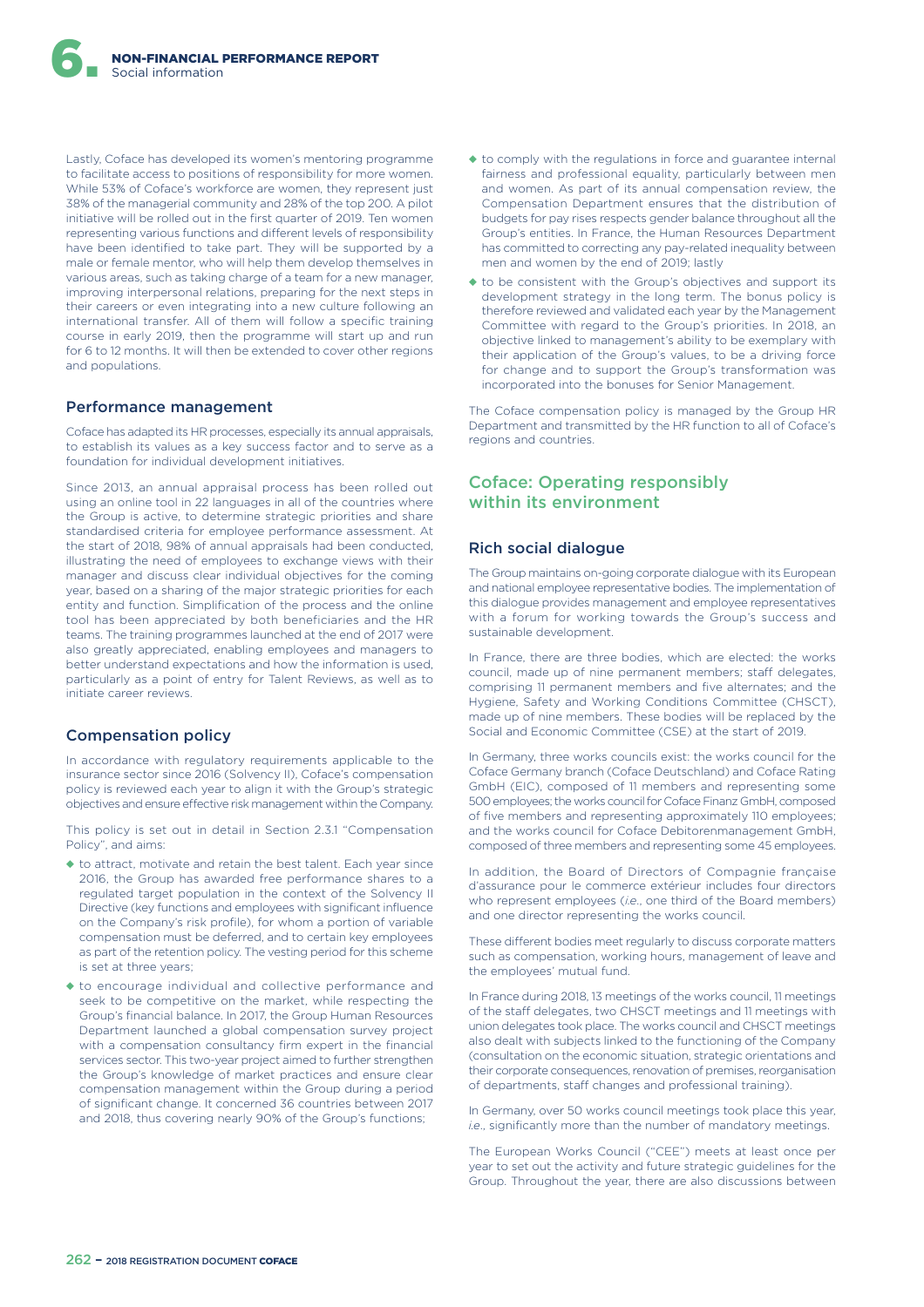Lastly, Coface has developed its women's mentoring programme to facilitate access to positions of responsibility for more women. While 53% of Coface's workforce are women, they represent just 38% of the managerial community and 28% of the top 200. A pilot initiative will be rolled out in the first quarter of 2019. Ten women representing various functions and different levels of responsibility have been identified to take part. They will be supported by a male or female mentor, who will help them develop themselves in various areas, such as taking charge of a team for a new manager, improving interpersonal relations, preparing for the next steps in their careers or even integrating into a new culture following an international transfer. All of them will follow a specific training course in early 2019, then the programme will start up and run for 6 to 12 months. It will then be extended to cover other regions and populations.

### Performance management

Coface has adapted its HR processes, especially its annual appraisals, to establish its values as a key success factor and to serve as a foundation for individual development initiatives.

Since 2013, an annual appraisal process has been rolled out using an online tool in 22 languages in all of the countries where the Group is active, to determine strategic priorities and share standardised criteria for employee performance assessment. At the start of 2018, 98% of annual appraisals had been conducted, illustrating the need of employees to exchange views with their manager and discuss clear individual objectives for the coming year, based on a sharing of the major strategic priorities for each entity and function. Simplification of the process and the online tool has been appreciated by both beneficiaries and the HR teams. The training programmes launched at the end of 2017 were also greatly appreciated, enabling employees and managers to better understand expectations and how the information is used, particularly as a point of entry for Talent Reviews, as well as to initiate career reviews.

### Compensation policy

In accordance with regulatory requirements applicable to the insurance sector since 2016 (Solvency II), Coface's compensation policy is reviewed each year to align it with the Group's strategic objectives and ensure effective risk management within the Company.

This policy is set out in detail in Section 2.3.1 "Compensation Policy", and aims:

- to attract, motivate and retain the best talent. Each year since 2016, the Group has awarded free performance shares to a regulated target population in the context of the Solvency II Directive (key functions and employees with significant influence on the Company's risk profile), for whom a portion of variable compensation must be deferred, and to certain key employees as part of the retention policy. The vesting period for this scheme is set at three years;
- to encourage individual and collective performance and seek to be competitive on the market, while respecting the Group's financial balance. In 2017, the Group Human Resources Department launched a global compensation survey project with a compensation consultancy firm expert in the financial services sector. This two-year project aimed to further strengthen the Group's knowledge of market practices and ensure clear compensation management within the Group during a period of significant change. It concerned 36 countries between 2017 and 2018, thus covering nearly 90% of the Group's functions;
- to comply with the regulations in force and guarantee internal fairness and professional equality, particularly between men and women. As part of its annual compensation review, the Compensation Department ensures that the distribution of budgets for pay rises respects gender balance throughout all the Group's entities. In France, the Human Resources Department has committed to correcting any pay-related inequality between men and women by the end of 2019; lastly
- to be consistent with the Group's objectives and support its development strategy in the long term. The bonus policy is therefore reviewed and validated each year by the Management Committee with regard to the Group's priorities. In 2018, an objective linked to management's ability to be exemplary with their application of the Group's values, to be a driving force for change and to support the Group's transformation was incorporated into the bonuses for Senior Management.

The Coface compensation policy is managed by the Group HR Department and transmitted by the HR function to all of Coface's regions and countries.

## Coface: Operating responsibly within its environment

### Rich social dialogue

The Group maintains on-going corporate dialogue with its European and national employee representative bodies. The implementation of this dialogue provides management and employee representatives with a forum for working towards the Group's success and sustainable development.

In France, there are three bodies, which are elected: the works council, made up of nine permanent members; staff delegates, comprising 11 permanent members and five alternates; and the Hygiene, Safety and Working Conditions Committee (CHSCT), made up of nine members. These bodies will be replaced by the Social and Economic Committee (CSE) at the start of 2019.

In Germany, three works councils exist: the works council for the Coface Germany branch (Coface Deutschland) and Coface Rating GmbH (EIC), composed of 11 members and representing some 500 employees; the works council for Coface Finanz GmbH, composed of five members and representing approximately 110 employees; and the works council for Coface Debitorenmanagement GmbH, composed of three members and representing some 45 employees.

In addition, the Board of Directors of Compagnie française d'assurance pour le commerce extérieur includes four directors who represent employees (*i.e.*, one third of the Board members) and one director representing the works council.

These different bodies meet regularly to discuss corporate matters such as compensation, working hours, management of leave and the employees' mutual fund.

In France during 2018, 13 meetings of the works council, 11 meetings of the staff delegates, two CHSCT meetings and 11 meetings with union delegates took place. The works council and CHSCT meetings also dealt with subjects linked to the functioning of the Company (consultation on the economic situation, strategic orientations and their corporate consequences, renovation of premises, reorganisation of departments, staff changes and professional training).

In Germany, over 50 works council meetings took place this year, *i.e.*, significantly more than the number of mandatory meetings.

The European Works Council ("CEE") meets at least once per year to set out the activity and future strategic guidelines for the Group. Throughout the year, there are also discussions between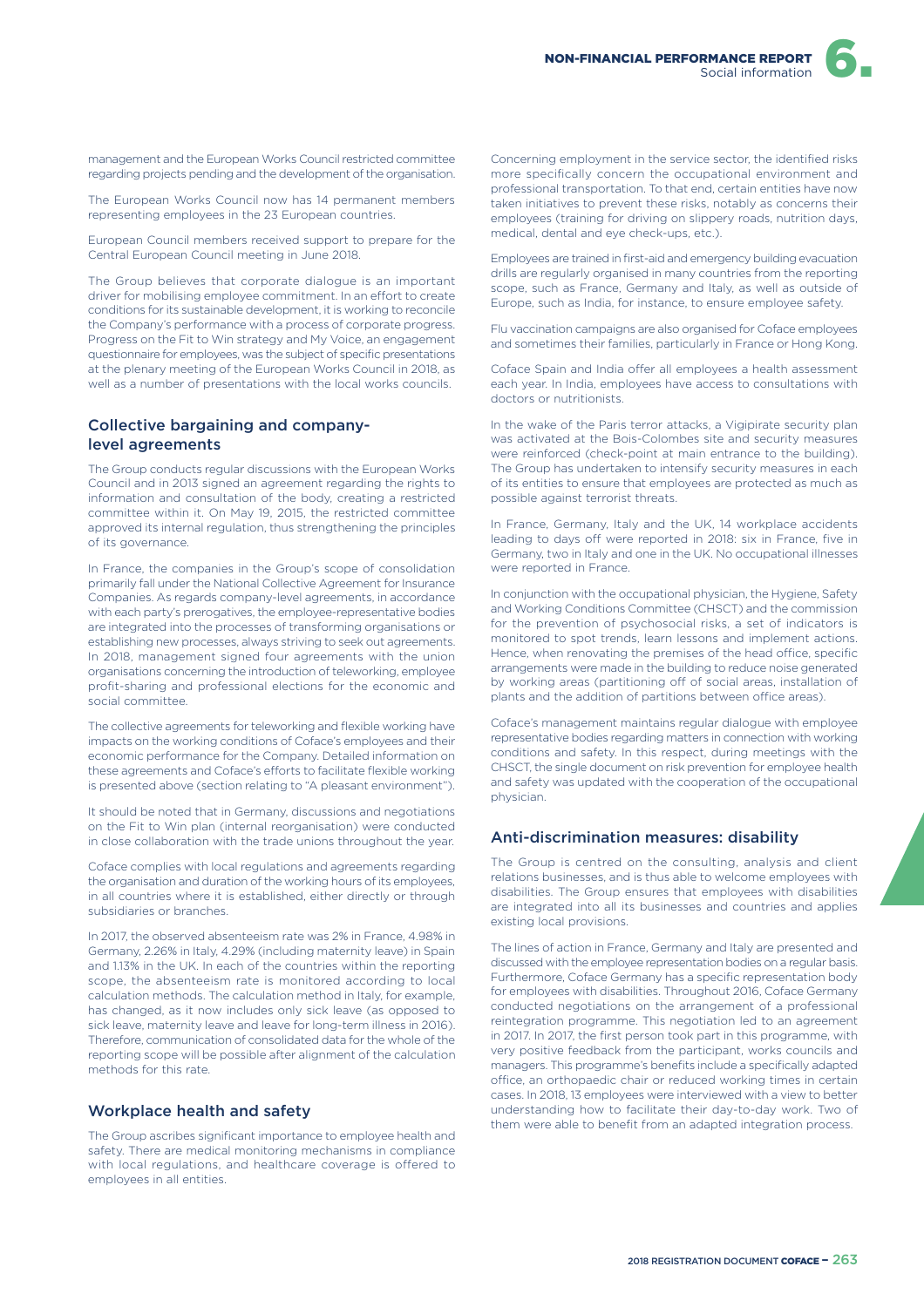management and the European Works Council restricted committee regarding projects pending and the development of the organisation.

The European Works Council now has 14 permanent members representing employees in the 23 European countries.

European Council members received support to prepare for the Central European Council meeting in June 2018.

The Group believes that corporate dialogue is an important driver for mobilising employee commitment. In an effort to create conditions for its sustainable development, it is working to reconcile the Company's performance with a process of corporate progress. Progress on the Fit to Win strategy and My Voice, an engagement questionnaire for employees, was the subject of specific presentations at the plenary meeting of the European Works Council in 2018, as well as a number of presentations with the local works councils.

## Collective bargaining and company-level agreements

The Group conducts regular discussions with the European Works Council and in 2013 signed an agreement regarding the rights to information and consultation of the body, creating a restricted committee within it. On May 19, 2015, the restricted committee approved its internal regulation, thus strengthening the principles of its governance.

In France, the companies in the Group's scope of consolidation primarily fall under the National Collective Agreement for Insurance Companies. As regards company-level agreements, in accordance with each party's prerogatives, the employee-representative bodies are integrated into the processes of transforming organisations or establishing new processes, always striving to seek out agreements. In 2018, management signed four agreements with the union organisations concerning the introduction of teleworking, employee profit-sharing and professional elections for the economic and social committee.

The collective agreements for teleworking and flexible working have impacts on the working conditions of Coface's employees and their economic performance for the Company. Detailed information on these agreements and Coface's efforts to facilitate flexible working is presented above (section relating to "A pleasant environment").

It should be noted that in Germany, discussions and negotiations on the Fit to Win plan (internal reorganisation) were conducted in close collaboration with the trade unions throughout the year.

Coface complies with local regulations and agreements regarding the organisation and duration of the working hours of its employees, in all countries where it is established, either directly or through subsidiaries or branches.

In 2017, the observed absenteeism rate was 2% in France, 4.98% in Germany, 2.26% in Italy, 4.29% (including maternity leave) in Spain and 1.13% in the UK. In each of the countries within the reporting scope, the absenteeism rate is monitored according to local calculation methods. The calculation method in Italy, for example, has changed, as it now includes only sick leave (as opposed to sick leave, maternity leave and leave for long-term illness in 2016). Therefore, communication of consolidated data for the whole of the reporting scope will be possible after alignment of the calculation methods for this rate.

## Workplace health and safety

The Group ascribes significant importance to employee health and safety. There are medical monitoring mechanisms in compliance with local regulations, and healthcare coverage is offered to employees in all entities.

Concerning employment in the service sector, the identified risks more specifically concern the occupational environment and professional transportation. To that end, certain entities have now taken initiatives to prevent these risks, notably as concerns their employees (training for driving on slippery roads, nutrition days, medical, dental and eye check-ups, etc.).

Employees are trained in first-aid and emergency building evacuation drills are regularly organised in many countries from the reporting scope, such as France, Germany and Italy, as well as outside of Europe, such as India, for instance, to ensure employee safety.

Flu vaccination campaigns are also organised for Coface employees and sometimes their families, particularly in France or Hong Kong.

Coface Spain and India offer all employees a health assessment each year. In India, employees have access to consultations with doctors or nutritionists.

In the wake of the Paris terror attacks, a Vigipirate security plan was activated at the Bois-Colombes site and security measures were reinforced (check-point at main entrance to the building). The Group has undertaken to intensify security measures in each of its entities to ensure that employees are protected as much as possible against terrorist threats.

In France, Germany, Italy and the UK, 14 workplace accidents leading to days off were reported in 2018: six in France, five in Germany, two in Italy and one in the UK. No occupational illnesses were reported in France.

In conjunction with the occupational physician, the Hygiene, Safety and Working Conditions Committee (CHSCT) and the commission for the prevention of psychosocial risks, a set of indicators is monitored to spot trends, learn lessons and implement actions. Hence, when renovating the premises of the head office, specific arrangements were made in the building to reduce noise generated by working areas (partitioning off of social areas, installation of plants and the addition of partitions between office areas).

Coface's management maintains regular dialogue with employee representative bodies regarding matters in connection with working conditions and safety. In this respect, during meetings with the CHSCT, the single document on risk prevention for employee health and safety was updated with the cooperation of the occupational physician.

## Anti-discrimination measures: disability

The Group is centred on the consulting, analysis and client relations businesses, and is thus able to welcome employees with disabilities. The Group ensures that employees with disabilities are integrated into all its businesses and countries and applies existing local provisions.

The lines of action in France, Germany and Italy are presented and discussed with the employee representation bodies on a regular basis. Furthermore, Coface Germany has a specific representation body for employees with disabilities. Throughout 2016, Coface Germany conducted negotiations on the arrangement of a professional reintegration programme. This negotiation led to an agreement in 2017. In 2017, the first person took part in this programme, with very positive feedback from the participant, works councils and managers. This programme's benefits include a specifically adapted office, an orthopaedic chair or reduced working times in certain cases. In 2018, 13 employees were interviewed with a view to better understanding how to facilitate their day-to-day work. Two of them were able to benefit from an adapted integration process.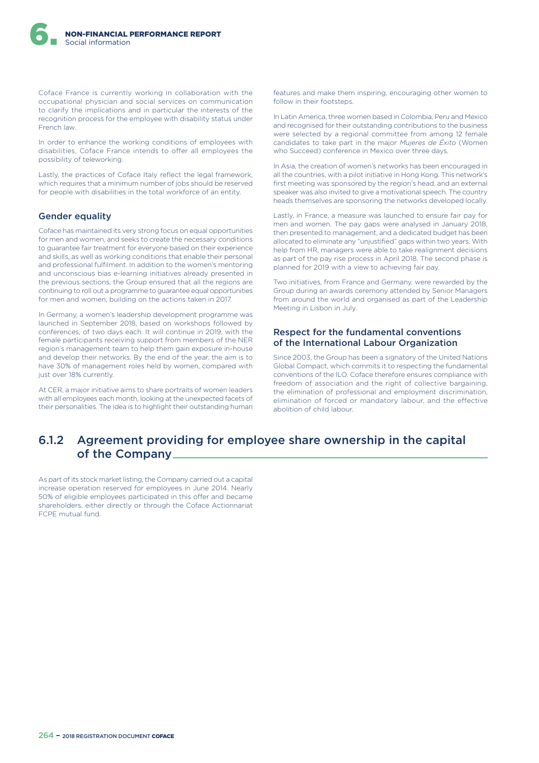Coface France is currently working in collaboration with the occupational physician and social services on communication to clarify the implications and in particular the interests of the recognition process for the employee with disability status under French law.

In order to enhance the working conditions of employees with disabilities, Coface France intends to offer all employees the possibility of teleworking.

Lastly, the practices of Coface Italy reflect the legal framework, which requires that a minimum number of jobs should be reserved for people with disabilities in the total workforce of an entity.

### Gender equality

Coface has maintained its very strong focus on equal opportunities for men and women, and seeks to create the necessary conditions to guarantee fair treatment for everyone based on their experience and skills, as well as working conditions that enable their personal and professional fulfilment. In addition to the women's mentoring and unconscious bias e-learning initiatives already presented in the previous sections, the Group ensured that all the regions are continuing to roll out a programme to guarantee equal opportunities for men and women, building on the actions taken in 2017.

In Germany, a women's leadership development programme was launched in September 2018, based on workshops followed by conferences, of two days each. It will continue in 2019, with the female participants receiving support from members of the NER region's management team to help them gain exposure in-house and develop their networks. By the end of the year, the aim is to have 30% of management roles held by women, compared with just over 18% currently.

At CER, a major initiative aims to share portraits of women leaders with all employees each month, looking at the unexpected facets of their personalities. The idea is to highlight their outstanding human features and make them inspiring, encouraging other women to follow in their footsteps.

In Latin America, three women based in Colombia, Peru and Mexico and recognised for their outstanding contributions to the business were selected by a regional committee from among 12 female candidates to take part in the major *Mujeres de Éxito* (Women who Succeed) conference in Mexico over three days.

In Asia, the creation of women's networks has been encouraged in all the countries, with a pilot initiative in Hong Kong. This network's first meeting was sponsored by the region's head, and an external speaker was also invited to give a motivational speech. The country heads themselves are sponsoring the networks developed locally.

Lastly, in France, a measure was launched to ensure fair pay for men and women. The pay gaps were analysed in January 2018, then presented to management, and a dedicated budget has been allocated to eliminate any "unjustified" gaps within two years. With help from HR, managers were able to take realignment decisions as part of the pay rise process in April 2018. The second phase is planned for 2019 with a view to achieving fair pay.

Two initiatives, from France and Germany, were rewarded by the Group during an awards ceremony attended by Senior Managers from around the world and organised as part of the Leadership Meeting in Lisbon in July.

### Respect for the fundamental conventions of the International Labour Organization

Since 2003, the Group has been a signatory of the United Nations Global Compact, which commits it to respecting the fundamental conventions of the ILO. Coface therefore ensures compliance with freedom of association and the right of collective bargaining, the elimination of professional and employment discrimination, elimination of forced or mandatory labour, and the effective abolition of child labour.

## 6.1.2 Agreement providing for employee share ownership in the capital of the Company

As part of its stock market listing, the Company carried out a capital increase operation reserved for employees in June 2014. Nearly 50% of eligible employees participated in this offer and became shareholders, either directly or through the Coface Actionnariat FCPE mutual fund.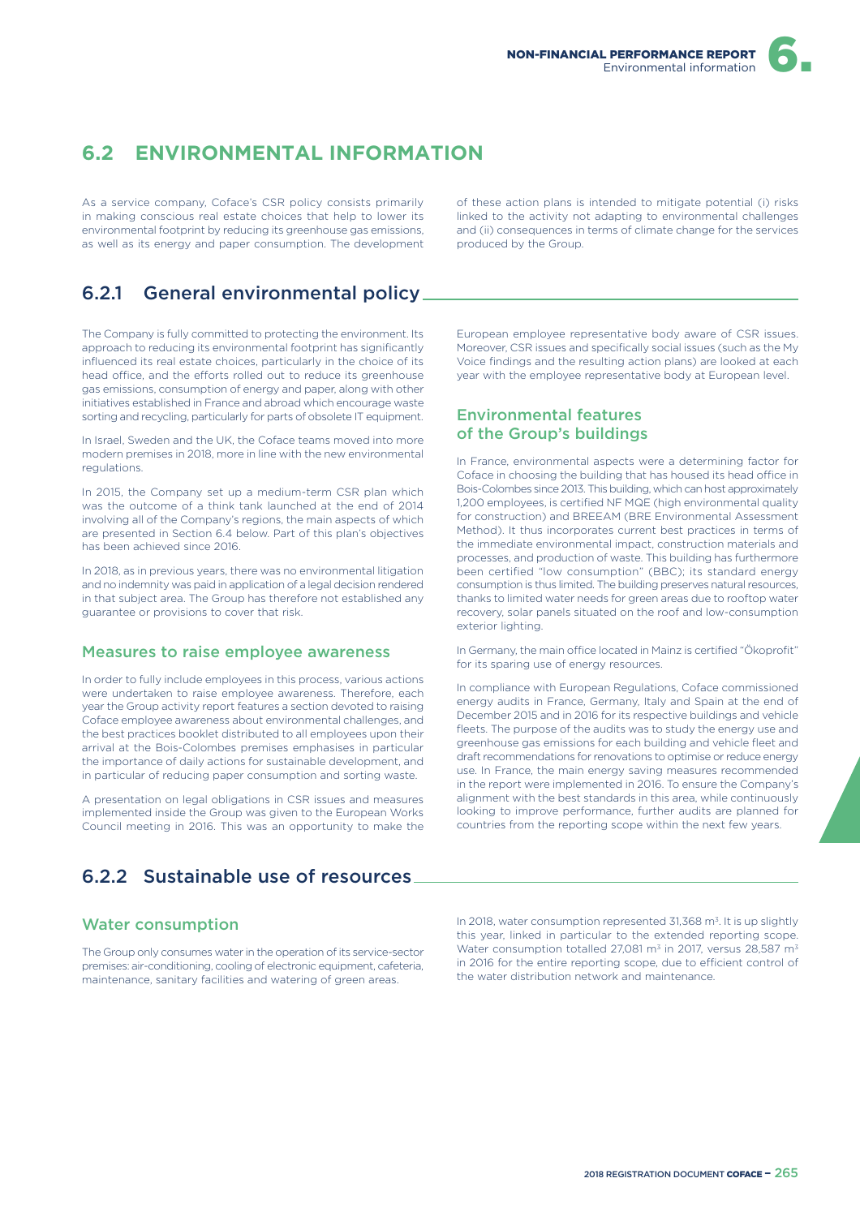## 6.2 ENVIRONMENTAL INFORMATION

As a service company, Coface's CSR policy consists primarily in making conscious real estate choices that help to lower its environmental footprint by reducing its greenhouse gas emissions, as well as its energy and paper consumption. The development of these action plans is intended to mitigate potential (i) risks linked to the activity not adapting to environmental challenges and (ii) consequences in terms of climate change for the services produced by the Group.

### 6.2.1 General environmental policy

The Company is fully committed to protecting the environment. Its approach to reducing its environmental footprint has significantly influenced its real estate choices, particularly in the choice of its head office, and the efforts rolled out to reduce its greenhouse gas emissions, consumption of energy and paper, along with other initiatives established in France and abroad which encourage waste sorting and recycling, particularly for parts of obsolete IT equipment.

In Israel, Sweden and the UK, the Coface teams moved into more modern premises in 2018, more in line with the new environmental regulations.

In 2015, the Company set up a medium-term CSR plan which was the outcome of a think tank launched at the end of 2014 involving all of the Company's regions, the main aspects of which are presented in Section 6.4 below. Part of this plan's objectives has been achieved since 2016.

In 2018, as in previous years, there was no environmental litigation and no indemnity was paid in application of a legal decision rendered in that subject area. The Group has therefore not established any guarantee or provisions to cover that risk.

#### Measures to raise employee awareness

In order to fully include employees in this process, various actions were undertaken to raise employee awareness. Therefore, each year the Group activity report features a section devoted to raising Coface employee awareness about environmental challenges, and the best practices booklet distributed to all employees upon their arrival at the Bois-Colombes premises emphasises in particular the importance of daily actions for sustainable development, and in particular of reducing paper consumption and sorting waste.

A presentation on legal obligations in CSR issues and measures implemented inside the Group was given to the European Works Council meeting in 2016. This was an opportunity to make the European employee representative body aware of CSR issues. Moreover, CSR issues and specifically social issues (such as the My Voice findings and the resulting action plans) are looked at each year with the employee representative body at European level.

#### Environmental features of the Group's buildings

In France, environmental aspects were a determining factor for Coface in choosing the building that has housed its head office in Bois-Colombes since 2013. This building, which can host approximately 1,200 employees, is certified NF MQE (high environmental quality for construction) and BREEAM (BRE Environmental Assessment Method). It thus incorporates current best practices in terms of the immediate environmental impact, construction materials and processes, and production of waste. This building has furthermore been certified "low consumption" (BBC); its standard energy consumption is thus limited. The building preserves natural resources, thanks to limited water needs for green areas due to rooftop water recovery, solar panels situated on the roof and low-consumption exterior lighting.

In Germany, the main office located in Mainz is certified "Ökoprofit" for its sparing use of energy resources.

In compliance with European Regulations, Coface commissioned energy audits in France, Germany, Italy and Spain at the end of December 2015 and in 2016 for its respective buildings and vehicle fleets. The purpose of the audits was to study the energy use and greenhouse gas emissions for each building and vehicle fleet and draft recommendations for renovations to optimise or reduce energy use. In France, the main energy saving measures recommended in the report were implemented in 2016. To ensure the Company's alignment with the best standards in this area, while continuously looking to improve performance, further audits are planned for countries from the reporting scope within the next few years.

### 6.2.2 Sustainable use of resources

#### Water consumption

The Group only consumes water in the operation of its service-sector premises: air-conditioning, cooling of electronic equipment, cafeteria, maintenance, sanitary facilities and watering of green areas.

In 2018, water consumption represented 31,368 $m^3$. It is up slightly this year, linked in particular to the extended reporting scope. Water consumption totalled 27,081 $m^3$ in 2017, versus 28,587 $m^3$ in 2016 for the entire reporting scope, due to efficient control of the water distribution network and maintenance.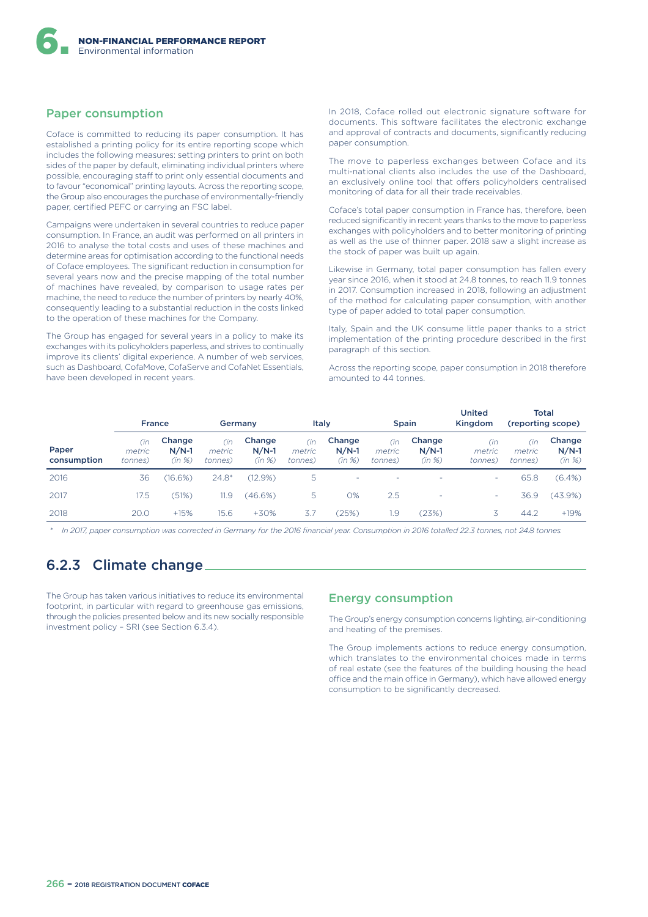### Paper consumption

Coface is committed to reducing its paper consumption. It has established a printing policy for its entire reporting scope which includes the following measures: setting printers to print on both sides of the paper by default, eliminating individual printers where possible, encouraging staff to print only essential documents and to favour "economical" printing layouts. Across the reporting scope, the Group also encourages the purchase of environmentally-friendly paper, certified PEFC or carrying an FSC label.

Campaigns were undertaken in several countries to reduce paper consumption. In France, an audit was performed on all printers in 2016 to analyse the total costs and uses of these machines and determine areas for optimisation according to the functional needs of Coface employees. The significant reduction in consumption for several years now and the precise mapping of the total number of machines have revealed, by comparison to usage rates per machine, the need to reduce the number of printers by nearly 40%, consequently leading to a substantial reduction in the costs linked to the operation of these machines for the Company.

The Group has engaged for several years in a policy to make its exchanges with its policyholders paperless, and strives to continually improve its clients' digital experience. A number of web services, such as Dashboard, CofaMove, CofaServe and CofaNet Essentials, have been developed in recent years.

In 2018, Coface rolled out electronic signature software for documents. This software facilitates the electronic exchange and approval of contracts and documents, significantly reducing paper consumption.

The move to paperless exchanges between Coface and its multi-national clients also includes the use of the Dashboard, an exclusively online tool that offers policyholders centralised monitoring of data for all their trade receivables.

Coface's total paper consumption in France has, therefore, been reduced significantly in recent years thanks to the move to paperless exchanges with policyholders and to better monitoring of printing as well as the use of thinner paper. 2018 saw a slight increase as the stock of paper was built up again.

Likewise in Germany, total paper consumption has fallen every year since 2016, when it stood at 24.8 tonnes, to reach 11.9 tonnes in 2017. Consumption increased in 2018, following an adjustment of the method for calculating paper consumption, with another type of paper added to total paper consumption.

Italy, Spain and the UK consume little paper thanks to a strict implementation of the printing procedure described in the first paragraph of this section.

Across the reporting scope, paper consumption in 2018 therefore amounted to 44 tonnes.

| | France | | Germany | | Italy | | Spain | | United Kingdom | Total (reporting scope) | |
|---|---|---|---|---|---|---|---|---|---|---|---|
| **Paper consumption** | *(in metric tonnes)* | **Change N/N-1** *(in %)* | *(in metric tonnes)* | **Change N/N-1** *(in %)* | *(in metric tonnes)* | **Change N/N-1** *(in %)* | *(in metric tonnes)* | **Change N/N-1** *(in %)* | *(in metric tonnes)* | *(in metric tonnes)* | **Change N/N-1** *(in %)* |
| 2016 | 36 | (16.6%) | 24.8* | (12.9%) | 5 | - | - | - | - | 65.8 | (6.4%) |
| 2017 | 17.5 | (51%) | 11.9 | (46.6%) | 5 | 0% | 2.5 | - | - | 36.9 | (43.9%) |
| 2018 | 20.0 | +15% | 15.6 | +30% | 3.7 | (25%) | 1.9 | (23%) | 3 | 44.2 | +19% |

\* *In 2017, paper consumption was corrected in Germany for the 2016 financial year. Consumption in 2016 totalled 22.3 tonnes, not 24.8 tonnes.*

## 6.2.3 Climate change

The Group has taken various initiatives to reduce its environmental footprint, in particular with regard to greenhouse gas emissions, through the policies presented below and its new socially responsible investment policy – SRI (see Section 6.3.4).

### Energy consumption

The Group's energy consumption concerns lighting, air-conditioning and heating of the premises.

The Group implements actions to reduce energy consumption, which translates to the environmental choices made in terms of real estate (see the features of the building housing the head office and the main office in Germany), which have allowed energy consumption to be significantly decreased.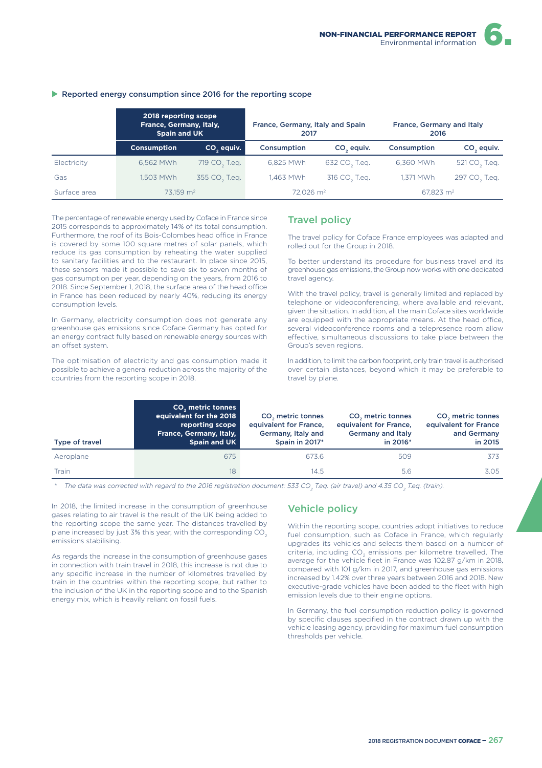### Reported energy consumption since 2016 for the reporting scope

| | 2018 reporting scope France, Germany, Italy, Spain and UK | | France, Germany, Italy and Spain 2017 | | France, Germany and Italy 2016 | |
|---|---|---|---|---|---|---|
| | Consumption | $CO_2$ equiv. | Consumption | $CO_2$ equiv. | Consumption | $CO_2$ equiv. |
| Electricity | 6,562 MWh | 719 $CO_2$ T.eq. | 6,825 MWh | 632 $CO_2$ T.eq. | 6,360 MWh | 521 $CO_2$ T.eq. |
| Gas | 1,503 MWh | 355 $CO_2$ T.eq. | 1,463 MWh | 316 $CO_2$ T.eq. | 1,371 MWh | 297 $CO_2$ T.eq. |
| Surface area | 73,159 m² | | 72,026 m² | | 67,823 m² | |

The percentage of renewable energy used by Coface in France since 2015 corresponds to approximately 14% of its total consumption. Furthermore, the roof of its Bois-Colombes head office in France is covered by some 100 square metres of solar panels, which reduce its gas consumption by reheating the water supplied to sanitary facilities and to the restaurant. In place since 2015, these sensors made it possible to save six to seven months of gas consumption per year, depending on the years, from 2016 to 2018. Since September 1, 2018, the surface area of the head office in France has been reduced by nearly 40%, reducing its energy consumption levels.

In Germany, electricity consumption does not generate any greenhouse gas emissions since Coface Germany has opted for an energy contract fully based on renewable energy sources with an offset system.

The optimisation of electricity and gas consumption made it possible to achieve a general reduction across the majority of the countries from the reporting scope in 2018.

## Travel policy

The travel policy for Coface France employees was adapted and rolled out for the Group in 2018.

To better understand its procedure for business travel and its greenhouse gas emissions, the Group now works with one dedicated travel agency.

With the travel policy, travel is generally limited and replaced by telephone or videoconferencing, where available and relevant, given the situation. In addition, all the main Coface sites worldwide are equipped with the appropriate means. At the head office, several videoconference rooms and a telepresence room allow effective, simultaneous discussions to take place between the Group's seven regions.

In addition, to limit the carbon footprint, only train travel is authorised over certain distances, beyond which it may be preferable to travel by plane.

| Type of travel | $CO_2$ metric tonnes equivalent for the 2018 reporting scope France, Germany, Italy, Spain and UK | $CO_2$ metric tonnes equivalent for France, Germany, Italy and Spain in 2017* | $CO_2$ metric tonnes equivalent for France, Germany and Italy in 2016* | $CO_2$ metric tonnes equivalent for France and Germany in 2015 |
|---|---|---|---|---|
| Aeroplane | 675 | 673.6 | 509 | 373 |
| Train | 18 | 14.5 | 5.6 | 3.05 |

\* *The data was corrected with regard to the 2016 registration document: 533 $CO_2$ T.eq. (air travel) and 4.35 $CO_2$ T.eq. (train).*

In 2018, the limited increase in the consumption of greenhouse gases relating to air travel is the result of the UK being added to the reporting scope the same year. The distances travelled by plane increased by just 3% this year, with the corresponding $CO_2$ emissions stabilising.

As regards the increase in the consumption of greenhouse gases in connection with train travel in 2018, this increase is not due to any specific increase in the number of kilometres travelled by train in the countries within the reporting scope, but rather to the inclusion of the UK in the reporting scope and to the Spanish energy mix, which is heavily reliant on fossil fuels.

## Vehicle policy

Within the reporting scope, countries adopt initiatives to reduce fuel consumption, such as Coface in France, which regularly upgrades its vehicles and selects them based on a number of criteria, including $CO_2$ emissions per kilometre travelled. The average for the vehicle fleet in France was 102.87 g/km in 2018, compared with 101 g/km in 2017, and greenhouse gas emissions increased by 1.42% over three years between 2016 and 2018. New executive-grade vehicles have been added to the fleet with high emission levels due to their engine options.

In Germany, the fuel consumption reduction policy is governed by specific clauses specified in the contract drawn up with the vehicle leasing agency, providing for maximum fuel consumption thresholds per vehicle.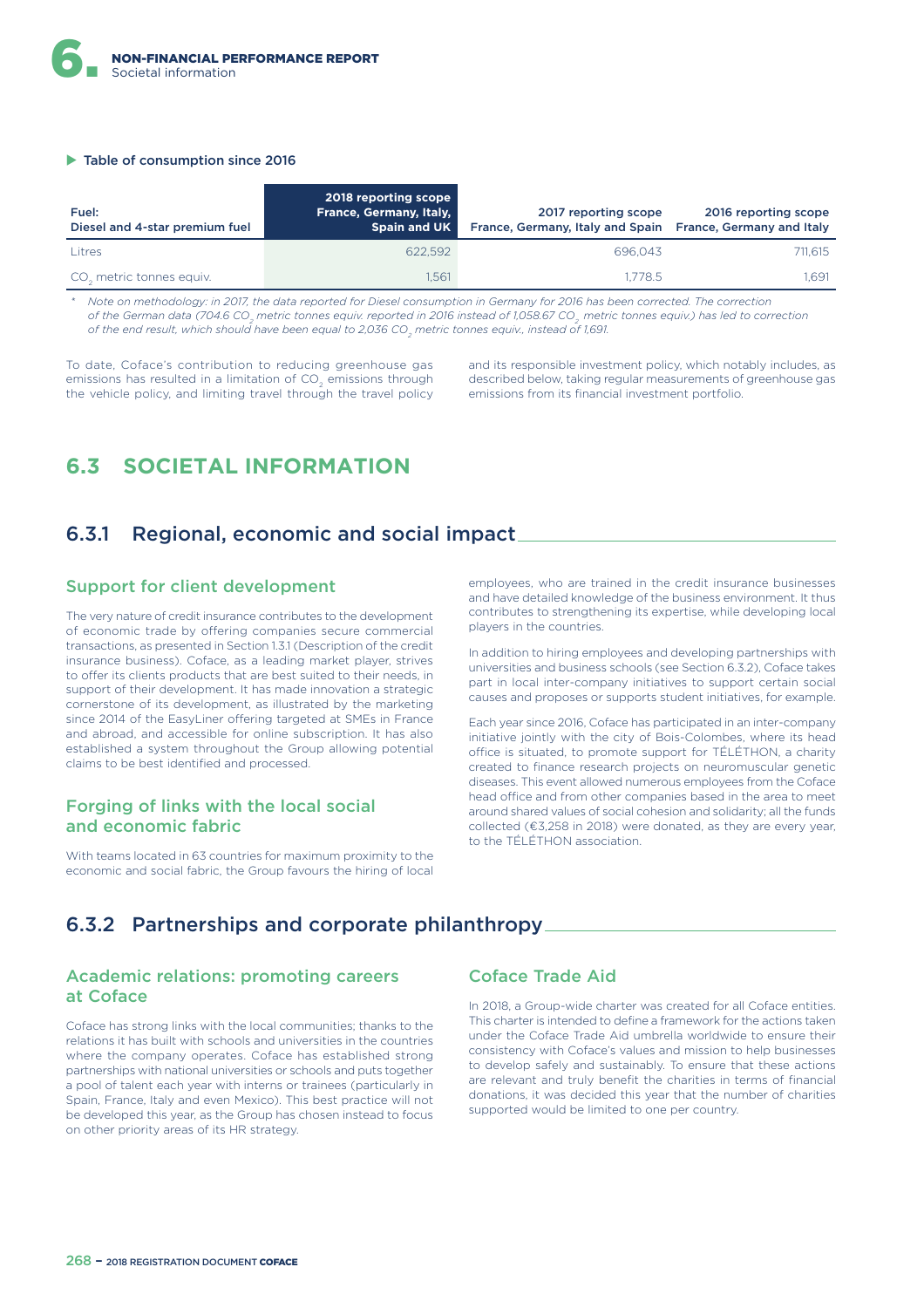**Table of consumption since 2016**

| Fuel: Diesel and 4-star premium fuel | 2018 reporting scope France, Germany, Italy, Spain and UK | 2017 reporting scope France, Germany, Italy and Spain | 2016 reporting scope France, Germany and Italy |
|---|---|---|---|
| Litres | 622,592 | 696,043 | 711,615 |
| $CO_2$ metric tonnes equiv. | 1,561 | 1,778.5 | 1,691 |

\* *Note on methodology: in 2017, the data reported for Diesel consumption in Germany for 2016 has been corrected. The correction of the German data (704.6 $CO_2$ metric tonnes equiv. reported in 2016 instead of 1,058.67 $CO_2$ metric tonnes equiv.) has led to correction of the end result, which should have been equal to 2,036 $CO_2$ metric tonnes equiv., instead of 1,691.*

To date, Coface's contribution to reducing greenhouse gas emissions has resulted in a limitation of $CO_2$ emissions through the vehicle policy, and limiting travel through the travel policy and its responsible investment policy, which notably includes, as described below, taking regular measurements of greenhouse gas emissions from its financial investment portfolio.

## 6.3 SOCIETAL INFORMATION

### 6.3.1 Regional, economic and social impact

#### Support for client development

The very nature of credit insurance contributes to the development of economic trade by offering companies secure commercial transactions, as presented in Section 1.3.1 (Description of the credit insurance business). Coface, as a leading market player, strives to offer its clients products that are best suited to their needs, in support of their development. It has made innovation a strategic cornerstone of its development, as illustrated by the marketing since 2014 of the EasyLiner offering targeted at SMEs in France and abroad, and accessible for online subscription. It has also established a system throughout the Group allowing potential claims to be best identified and processed.

#### Forging of links with the local social and economic fabric

With teams located in 63 countries for maximum proximity to the economic and social fabric, the Group favours the hiring of local employees, who are trained in the credit insurance businesses and have detailed knowledge of the business environment. It thus contributes to strengthening its expertise, while developing local players in the countries.

In addition to hiring employees and developing partnerships with universities and business schools (see Section 6.3.2), Coface takes part in local inter-company initiatives to support certain social causes and proposes or supports student initiatives, for example.

Each year since 2016, Coface has participated in an inter-company initiative jointly with the city of Bois-Colombes, where its head office is situated, to promote support for TÉLÉTHON, a charity created to finance research projects on neuromuscular genetic diseases. This event allowed numerous employees from the Coface head office and from other companies based in the area to meet around shared values of social cohesion and solidarity; all the funds collected (€3,258 in 2018) were donated, as they are every year, to the TÉLÉTHON association.

### 6.3.2 Partnerships and corporate philanthropy

#### Academic relations: promoting careers at Coface

Coface has strong links with the local communities; thanks to the relations it has built with schools and universities in the countries where the company operates. Coface has established strong partnerships with national universities or schools and puts together a pool of talent each year with interns or trainees (particularly in Spain, France, Italy and even Mexico). This best practice will not be developed this year, as the Group has chosen instead to focus on other priority areas of its HR strategy.

#### Coface Trade Aid

In 2018, a Group-wide charter was created for all Coface entities. This charter is intended to define a framework for the actions taken under the Coface Trade Aid umbrella worldwide to ensure their consistency with Coface's values and mission to help businesses to develop safely and sustainably. To ensure that these actions are relevant and truly benefit the charities in terms of financial donations, it was decided this year that the number of charities supported would be limited to one per country.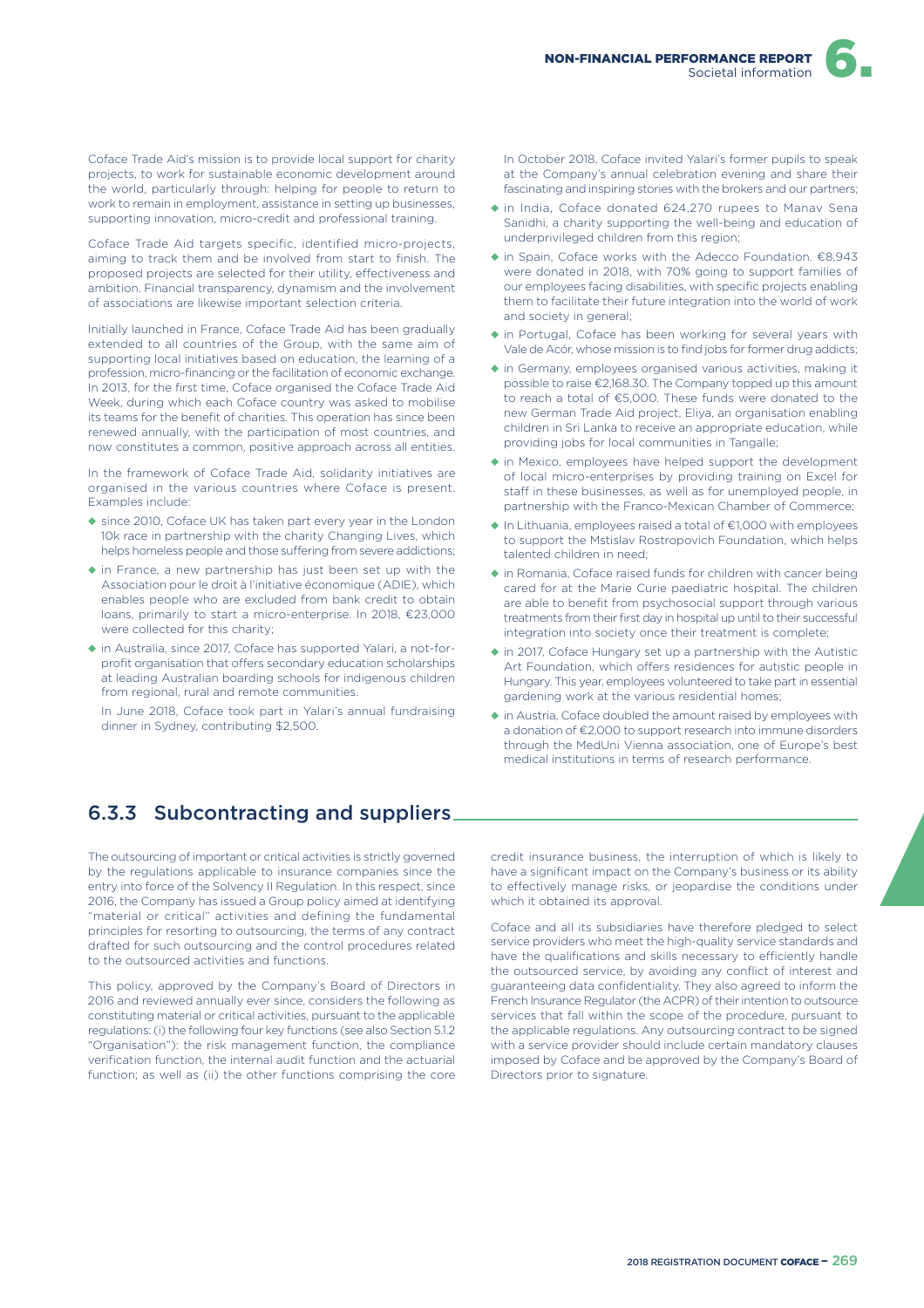Coface Trade Aid's mission is to provide local support for charity projects, to work for sustainable economic development around the world, particularly through: helping for people to return to work to remain in employment, assistance in setting up businesses, supporting innovation, micro-credit and professional training.

Coface Trade Aid targets specific, identified micro-projects, aiming to track them and be involved from start to finish. The proposed projects are selected for their utility, effectiveness and ambition. Financial transparency, dynamism and the involvement of associations are likewise important selection criteria.

Initially launched in France, Coface Trade Aid has been gradually extended to all countries of the Group, with the same aim of supporting local initiatives based on education, the learning of a profession, micro-financing or the facilitation of economic exchange. In 2013, for the first time, Coface organised the Coface Trade Aid Week, during which each Coface country was asked to mobilise its teams for the benefit of charities. This operation has since been renewed annually, with the participation of most countries, and now constitutes a common, positive approach across all entities.

In the framework of Coface Trade Aid, solidarity initiatives are organised in the various countries where Coface is present. Examples include:

- since 2010, Coface UK has taken part every year in the London 10k race in partnership with the charity Changing Lives, which helps homeless people and those suffering from severe addictions;
- in France, a new partnership has just been set up with the Association pour le droit à l'initiative économique (ADIE), which enables people who are excluded from bank credit to obtain loans, primarily to start a micro-enterprise. In 2018, €23,000 were collected for this charity;
- in Australia, since 2017, Coface has supported Yalari, a not-for-profit organisation that offers secondary education scholarships at leading Australian boarding schools for indigenous children from regional, rural and remote communities.

  In June 2018, Coface took part in Yalari's annual fundraising dinner in Sydney, contributing $2,500.

  In October 2018, Coface invited Yalari's former pupils to speak at the Company's annual celebration evening and share their fascinating and inspiring stories with the brokers and our partners;
- in India, Coface donated 624,270 rupees to Manav Sena Sanidhi, a charity supporting the well-being and education of underprivileged children from this region;
- in Spain, Coface works with the Adecco Foundation. €8,943 were donated in 2018, with 70% going to support families of our employees facing disabilities, with specific projects enabling them to facilitate their future integration into the world of work and society in general;
- in Portugal, Coface has been working for several years with Vale de Acór, whose mission is to find jobs for former drug addicts;
- in Germany, employees organised various activities, making it possible to raise €2,168.30. The Company topped up this amount to reach a total of €5,000. These funds were donated to the new German Trade Aid project, Eliya, an organisation enabling children in Sri Lanka to receive an appropriate education, while providing jobs for local communities in Tangalle;
- in Mexico, employees have helped support the development of local micro-enterprises by providing training on Excel for staff in these businesses, as well as for unemployed people, in partnership with the Franco-Mexican Chamber of Commerce;
- In Lithuania, employees raised a total of €1,000 with employees to support the Mstislav Rostropovich Foundation, which helps talented children in need;
- in Romania, Coface raised funds for children with cancer being cared for at the Marie Curie paediatric hospital. The children are able to benefit from psychosocial support through various treatments from their first day in hospital up until to their successful integration into society once their treatment is complete;
- in 2017, Coface Hungary set up a partnership with the Autistic Art Foundation, which offers residences for autistic people in Hungary. This year, employees volunteered to take part in essential gardening work at the various residential homes;
- in Austria, Coface doubled the amount raised by employees with a donation of €2,000 to support research into immune disorders through the MedUni Vienna association, one of Europe's best medical institutions in terms of research performance.

## 6.3.3 Subcontracting and suppliers

The outsourcing of important or critical activities is strictly governed by the regulations applicable to insurance companies since the entry into force of the Solvency II Regulation. In this respect, since 2016, the Company has issued a Group policy aimed at identifying "material or critical" activities and defining the fundamental principles for resorting to outsourcing, the terms of any contract drafted for such outsourcing and the control procedures related to the outsourced activities and functions.

This policy, approved by the Company's Board of Directors in 2016 and reviewed annually ever since, considers the following as constituting material or critical activities, pursuant to the applicable regulations: (i) the following four key functions (see also Section 5.1.2 "Organisation"): the risk management function, the compliance verification function, the internal audit function and the actuarial function; as well as (ii) the other functions comprising the core credit insurance business, the interruption of which is likely to have a significant impact on the Company's business or its ability to effectively manage risks, or jeopardise the conditions under which it obtained its approval.

Coface and all its subsidiaries have therefore pledged to select service providers who meet the high-quality service standards and have the qualifications and skills necessary to efficiently handle the outsourced service, by avoiding any conflict of interest and guaranteeing data confidentiality. They also agreed to inform the French Insurance Regulator (the ACPR) of their intention to outsource services that fall within the scope of the procedure, pursuant to the applicable regulations. Any outsourcing contract to be signed with a service provider should include certain mandatory clauses imposed by Coface and be approved by the Company's Board of Directors prior to signature.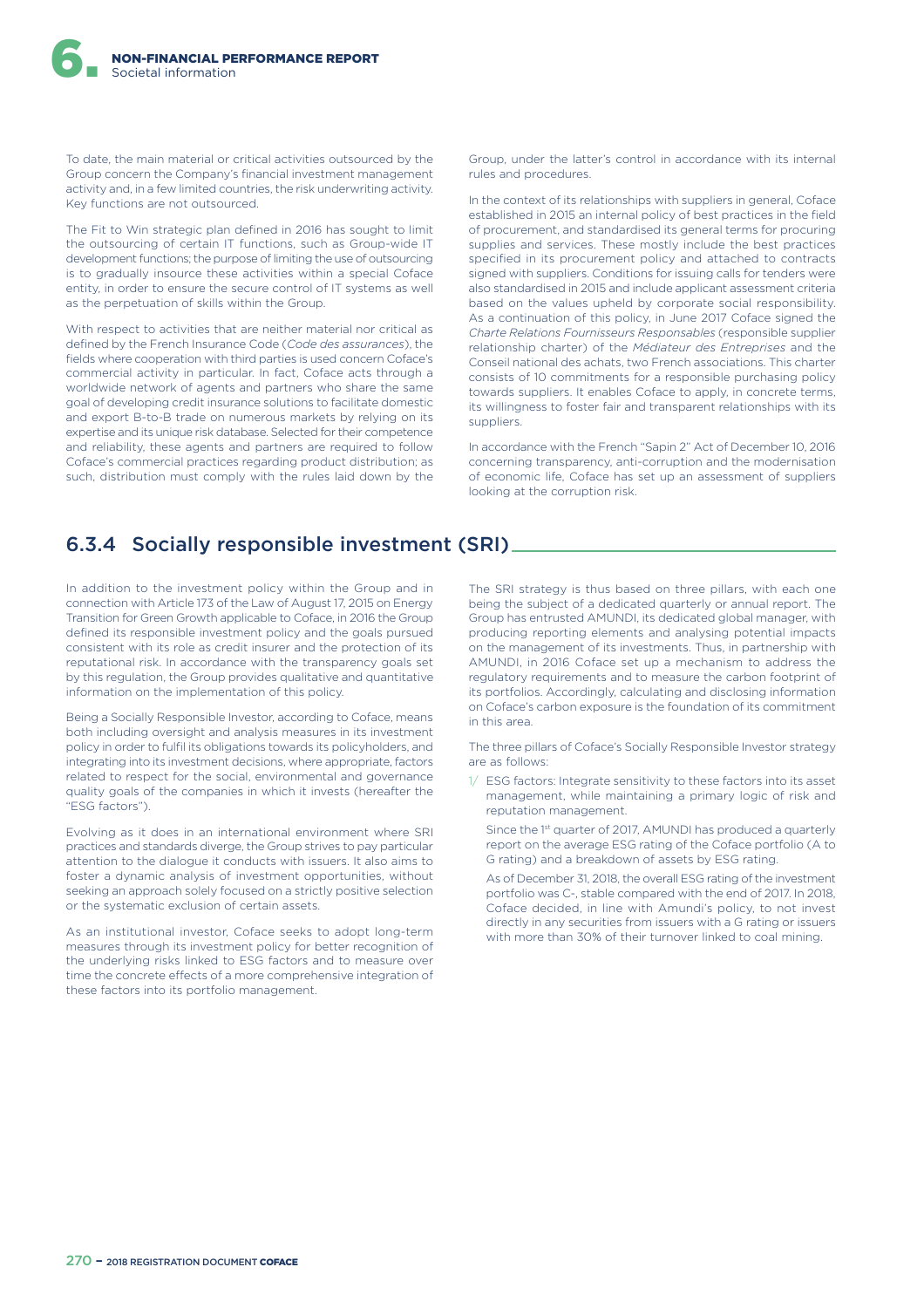To date, the main material or critical activities outsourced by the Group concern the Company's financial investment management activity and, in a few limited countries, the risk underwriting activity. Key functions are not outsourced.

The Fit to Win strategic plan defined in 2016 has sought to limit the outsourcing of certain IT functions, such as Group-wide IT development functions; the purpose of limiting the use of outsourcing is to gradually insource these activities within a special Coface entity, in order to ensure the secure control of IT systems as well as the perpetuation of skills within the Group.

With respect to activities that are neither material nor critical as defined by the French Insurance Code (*Code des assurances*), the fields where cooperation with third parties is used concern Coface's commercial activity in particular. In fact, Coface acts through a worldwide network of agents and partners who share the same goal of developing credit insurance solutions to facilitate domestic and export B-to-B trade on numerous markets by relying on its expertise and its unique risk database. Selected for their competence and reliability, these agents and partners are required to follow Coface's commercial practices regarding product distribution; as such, distribution must comply with the rules laid down by the Group, under the latter's control in accordance with its internal rules and procedures.

In the context of its relationships with suppliers in general, Coface established in 2015 an internal policy of best practices in the field of procurement, and standardised its general terms for procuring supplies and services. These mostly include the best practices specified in its procurement policy and attached to contracts signed with suppliers. Conditions for issuing calls for tenders were also standardised in 2015 and include applicant assessment criteria based on the values upheld by corporate social responsibility. As a continuation of this policy, in June 2017 Coface signed the *Charte Relations Fournisseurs Responsables* (responsible supplier relationship charter) of the *Médiateur des Entreprises* and the Conseil national des achats, two French associations. This charter consists of 10 commitments for a responsible purchasing policy towards suppliers. It enables Coface to apply, in concrete terms, its willingness to foster fair and transparent relationships with its suppliers.

In accordance with the French "Sapin 2" Act of December 10, 2016 concerning transparency, anti-corruption and the modernisation of economic life, Coface has set up an assessment of suppliers looking at the corruption risk.

## 6.3.4 Socially responsible investment (SRI)

In addition to the investment policy within the Group and in connection with Article 173 of the Law of August 17, 2015 on Energy Transition for Green Growth applicable to Coface, in 2016 the Group defined its responsible investment policy and the goals pursued consistent with its role as credit insurer and the protection of its reputational risk. In accordance with the transparency goals set by this regulation, the Group provides qualitative and quantitative information on the implementation of this policy.

Being a Socially Responsible Investor, according to Coface, means both including oversight and analysis measures in its investment policy in order to fulfil its obligations towards its policyholders, and integrating into its investment decisions, where appropriate, factors related to respect for the social, environmental and governance quality goals of the companies in which it invests (hereafter the "ESG factors").

Evolving as it does in an international environment where SRI practices and standards diverge, the Group strives to pay particular attention to the dialogue it conducts with issuers. It also aims to foster a dynamic analysis of investment opportunities, without seeking an approach solely focused on a strictly positive selection or the systematic exclusion of certain assets.

As an institutional investor, Coface seeks to adopt long-term measures through its investment policy for better recognition of the underlying risks linked to ESG factors and to measure over time the concrete effects of a more comprehensive integration of these factors into its portfolio management.

The SRI strategy is thus based on three pillars, with each one being the subject of a dedicated quarterly or annual report. The Group has entrusted AMUNDI, its dedicated global manager, with producing reporting elements and analysing potential impacts on the management of its investments. Thus, in partnership with AMUNDI, in 2016 Coface set up a mechanism to address the regulatory requirements and to measure the carbon footprint of its portfolios. Accordingly, calculating and disclosing information on Coface's carbon exposure is the foundation of its commitment in this area.

The three pillars of Coface's Socially Responsible Investor strategy are as follows:

1/ ESG factors: Integrate sensitivity to these factors into its asset management, while maintaining a primary logic of risk and reputation management.

   Since the 1st quarter of 2017, AMUNDI has produced a quarterly report on the average ESG rating of the Coface portfolio (A to G rating) and a breakdown of assets by ESG rating.

   As of December 31, 2018, the overall ESG rating of the investment portfolio was C-, stable compared with the end of 2017. In 2018, Coface decided, in line with Amundi's policy, to not invest directly in any securities from issuers with a G rating or issuers with more than 30% of their turnover linked to coal mining.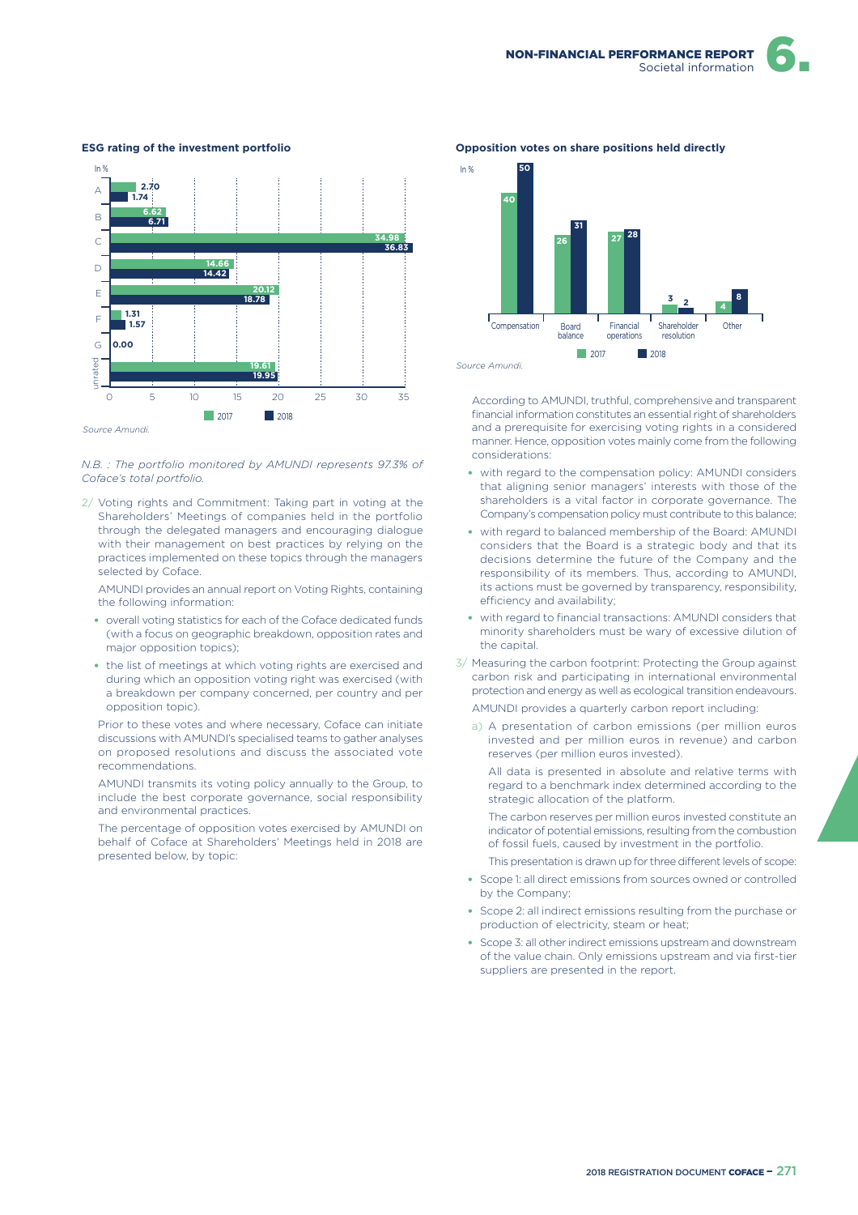**ESG rating of the investment portfolio**

In %

| Rating | 2017 | 2018 |
|---|---|---|
| A | 2.70 | 1.74 |
| B | 6.62 | 6.71 |
| C | 34.98 | 36.83 |
| D | 14.66 | 14.42 |
| E | 20.12 | 18.78 |
| F | 1.31 | 1.57 |
| G | 0.00 | |
| unrated | 19.61 | 19.95 |

*Source Amundi.*

*N.B. : The portfolio monitored by AMUNDI represents 97.3% of Coface's total portfolio.*

2/ Voting rights and Commitment: Taking part in voting at the Shareholders' Meetings of companies held in the portfolio through the delegated managers and encouraging dialogue with their management on best practices by relying on the practices implemented on these topics through the managers selected by Coface.

AMUNDI provides an annual report on Voting Rights, containing the following information:

- overall voting statistics for each of the Coface dedicated funds (with a focus on geographic breakdown, opposition rates and major opposition topics);
- the list of meetings at which voting rights are exercised and during which an opposition voting right was exercised (with a breakdown per company concerned, per country and per opposition topic).

Prior to these votes and where necessary, Coface can initiate discussions with AMUNDI's specialised teams to gather analyses on proposed resolutions and discuss the associated vote recommendations.

AMUNDI transmits its voting policy annually to the Group, to include the best corporate governance, social responsibility and environmental practices.

The percentage of opposition votes exercised by AMUNDI on behalf of Coface at Shareholders' Meetings held in 2018 are presented below, by topic:

**Opposition votes on share positions held directly**

In %

| Topic | 2017 | 2018 |
|---|---|---|
| Compensation | 40 | 50 |
| Board balance | 26 | 31 |
| Financial operations | 27 | 28 |
| Shareholder resolution | 3 | 2 |
| Other | 4 | 8 |

*Source Amundi.*

According to AMUNDI, truthful, comprehensive and transparent financial information constitutes an essential right of shareholders and a prerequisite for exercising voting rights in a considered manner. Hence, opposition votes mainly come from the following considerations:

- with regard to the compensation policy: AMUNDI considers that aligning senior managers' interests with those of the shareholders is a vital factor in corporate governance. The Company's compensation policy must contribute to this balance;
- with regard to balanced membership of the Board: AMUNDI considers that the Board is a strategic body and that its decisions determine the future of the Company and the responsibility of its members. Thus, according to AMUNDI, its actions must be governed by transparency, responsibility, efficiency and availability;
- with regard to financial transactions: AMUNDI considers that minority shareholders must be wary of excessive dilution of the capital.

3/ Measuring the carbon footprint: Protecting the Group against carbon risk and participating in international environmental protection and energy as well as ecological transition endeavours.

AMUNDI provides a quarterly carbon report including:

a) A presentation of carbon emissions (per million euros invested and per million euros in revenue) and carbon reserves (per million euros invested).

All data is presented in absolute and relative terms with regard to a benchmark index determined according to the strategic allocation of the platform.

The carbon reserves per million euros invested constitute an indicator of potential emissions, resulting from the combustion of fossil fuels, caused by investment in the portfolio.

This presentation is drawn up for three different levels of scope:

- Scope 1: all direct emissions from sources owned or controlled by the Company;
- Scope 2: all indirect emissions resulting from the purchase or production of electricity, steam or heat;
- Scope 3: all other indirect emissions upstream and downstream of the value chain. Only emissions upstream and via first-tier suppliers are presented in the report.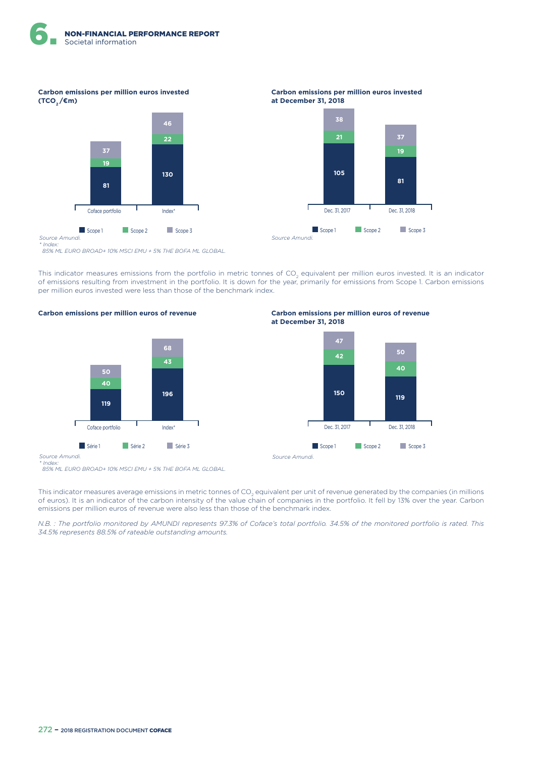**Carbon emissions per million euros invested ($TCO_2$/€m)**

| | Coface portfolio | Index* |
|---|---|---|
| Scope 1 | 81 | 130 |
| Scope 2 | 19 | 22 |
| Scope 3 | 37 | 46 |

*Source Amundi.*
*\* Index:*
*85% ML EURO BROAD+ 10% MSCI EMU + 5% THE BOFA ML GLOBAL.*

**Carbon emissions per million euros invested at December 31, 2018**

| | Dec. 31, 2017 | Dec. 31, 2018 |
|---|---|---|
| Scope 1 | 105 | 81 |
| Scope 2 | 21 | 19 |
| Scope 3 | 38 | 37 |

*Source Amundi.*

This indicator measures emissions from the portfolio in metric tonnes of $CO_2$ equivalent per million euros invested. It is an indicator of emissions resulting from investment in the portfolio. It is down for the year, primarily for emissions from Scope 1. Carbon emissions per million euros invested were less than those of the benchmark index.

**Carbon emissions per million euros of revenue**

| | Coface portfolio | Index* |
|---|---|---|
| Série 1 | 119 | 196 |
| Série 2 | 40 | 43 |
| Série 3 | 50 | 68 |

*Source Amundi.*
*\* Index:*
*85% ML EURO BROAD+ 10% MSCI EMU + 5% THE BOFA ML GLOBAL.*

**Carbon emissions per million euros of revenue at December 31, 2018**

| | Dec. 31, 2017 | Dec. 31, 2018 |
|---|---|---|
| Scope 1 | 150 | 119 |
| Scope 2 | 42 | 40 |
| Scope 3 | 47 | 50 |

*Source Amundi.*

This indicator measures average emissions in metric tonnes of $CO_2$ equivalent per unit of revenue generated by the companies (in millions of euros). It is an indicator of the carbon intensity of the value chain of companies in the portfolio. It fell by 13% over the year. Carbon emissions per million euros of revenue were also less than those of the benchmark index.

*N.B. : The portfolio monitored by AMUNDI represents 97.3% of Coface's total portfolio. 34.5% of the monitored portfolio is rated. This 34.5% represents 88.5% of rateable outstanding amounts.*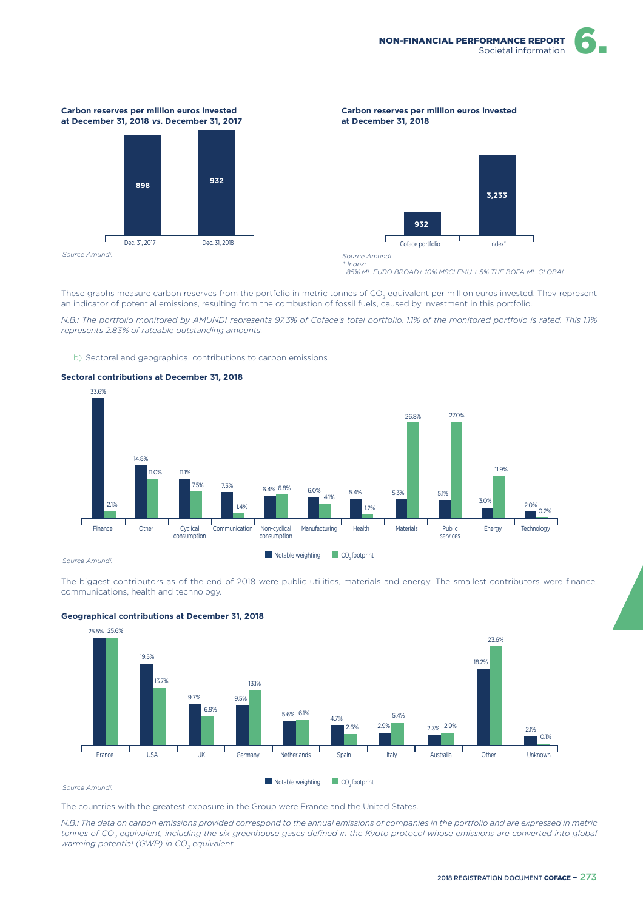**Carbon reserves per million euros invested at December 31, 2018 *vs.* December 31, 2017**

| | Dec. 31, 2017 | Dec. 31, 2018 |
|---|---|---|
| Carbon reserves | 898 | 932 |

*Source Amundi.*

**Carbon reserves per million euros invested at December 31, 2018**

| | Coface portfolio | Index* |
|---|---|---|
| Carbon reserves | 932 | 3,233 |

*Source Amundi.*
*\* Index:*
*85% ML EURO BROAD+ 10% MSCI EMU + 5% THE BOFA ML GLOBAL.*

These graphs measure carbon reserves from the portfolio in metric tonnes of $CO_2$ equivalent per million euros invested. They represent an indicator of potential emissions, resulting from the combustion of fossil fuels, caused by investment in this portfolio.

*N.B.: The portfolio monitored by AMUNDI represents 97.3% of Coface's total portfolio. 1.1% of the monitored portfolio is rated. This 1.1% represents 2.83% of rateable outstanding amounts.*

b) Sectoral and geographical contributions to carbon emissions

**Sectoral contributions at December 31, 2018**

| Sector | Notable weighting | $CO_2$ footprint |
|---|---|---|
| Finance | 33.6% | 2.1% |
| Other | 14.8% | 11.0% |
| Cyclical consumption | 11.1% | 7.5% |
| Communication | 7.3% | 1.4% |
| Non-cyclical consumption | 6.4% | 6.8% |
| Manufacturing | 6.0% | 4.1% |
| Health | 5.4% | 1.2% |
| Materials | 5.3% | 26.8% |
| Public services | 5.1% | 27.0% |
| Energy | 3.0% | 11.9% |
| Technology | 2.0% | 0.2% |

*Source Amundi.*

The biggest contributors as of the end of 2018 were public utilities, materials and energy. The smallest contributors were finance, communications, health and technology.

**Geographical contributions at December 31, 2018**

| Country | Notable weighting | $CO_2$ footprint |
|---|---|---|
| France | 25.5% | 25.6% |
| USA | 19.5% | 13.7% |
| UK | 9.7% | 6.9% |
| Germany | 9.5% | 13.1% |
| Netherlands | 5.6% | 6.1% |
| Spain | 4.7% | 2.6% |
| Italy | 2.9% | 5.4% |
| Australia | 2.3% | 2.9% |
| Other | 18.2% | 23.6% |
| Unknown | 2.1% | 0.1% |

*Source Amundi.*

The countries with the greatest exposure in the Group were France and the United States.

*N.B.: The data on carbon emissions provided correspond to the annual emissions of companies in the portfolio and are expressed in metric tonnes of $CO_2$ equivalent, including the six greenhouse gases defined in the Kyoto protocol whose emissions are converted into global warming potential (GWP) in $CO_2$ equivalent.*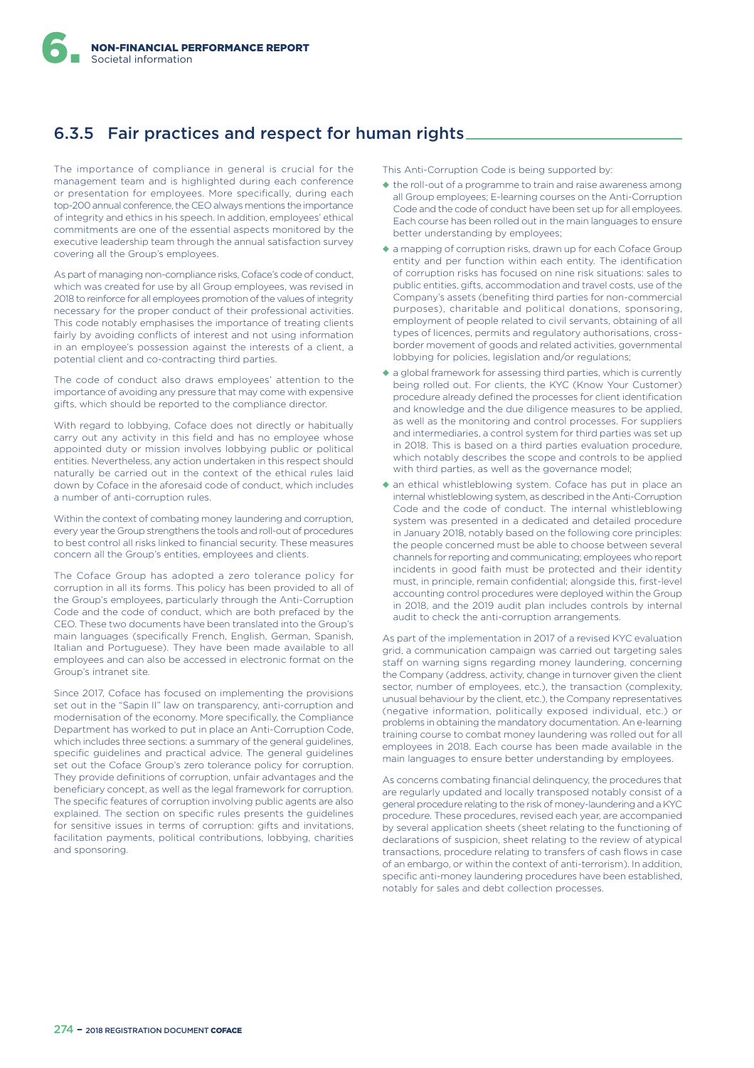## 6.3.5 Fair practices and respect for human rights

The importance of compliance in general is crucial for the management team and is highlighted during each conference or presentation for employees. More specifically, during each top-200 annual conference, the CEO always mentions the importance of integrity and ethics in his speech. In addition, employees' ethical commitments are one of the essential aspects monitored by the executive leadership team through the annual satisfaction survey covering all the Group's employees.

As part of managing non-compliance risks, Coface's code of conduct, which was created for use by all Group employees, was revised in 2018 to reinforce for all employees promotion of the values of integrity necessary for the proper conduct of their professional activities. This code notably emphasises the importance of treating clients fairly by avoiding conflicts of interest and not using information in an employee's possession against the interests of a client, a potential client and co-contracting third parties.

The code of conduct also draws employees' attention to the importance of avoiding any pressure that may come with expensive gifts, which should be reported to the compliance director.

With regard to lobbying, Coface does not directly or habitually carry out any activity in this field and has no employee whose appointed duty or mission involves lobbying public or political entities. Nevertheless, any action undertaken in this respect should naturally be carried out in the context of the ethical rules laid down by Coface in the aforesaid code of conduct, which includes a number of anti-corruption rules.

Within the context of combating money laundering and corruption, every year the Group strengthens the tools and roll-out of procedures to best control all risks linked to financial security. These measures concern all the Group's entities, employees and clients.

The Coface Group has adopted a zero tolerance policy for corruption in all its forms. This policy has been provided to all of the Group's employees, particularly through the Anti-Corruption Code and the code of conduct, which are both prefaced by the CEO. These two documents have been translated into the Group's main languages (specifically French, English, German, Spanish, Italian and Portuguese). They have been made available to all employees and can also be accessed in electronic format on the Group's intranet site.

Since 2017, Coface has focused on implementing the provisions set out in the "Sapin II" law on transparency, anti-corruption and modernisation of the economy. More specifically, the Compliance Department has worked to put in place an Anti-Corruption Code, which includes three sections: a summary of the general guidelines, specific guidelines and practical advice. The general guidelines set out the Coface Group's zero tolerance policy for corruption. They provide definitions of corruption, unfair advantages and the beneficiary concept, as well as the legal framework for corruption. The specific features of corruption involving public agents are also explained. The section on specific rules presents the guidelines for sensitive issues in terms of corruption: gifts and invitations, facilitation payments, political contributions, lobbying, charities and sponsoring.

This Anti-Corruption Code is being supported by:

- the roll-out of a programme to train and raise awareness among all Group employees; E-learning courses on the Anti-Corruption Code and the code of conduct have been set up for all employees. Each course has been rolled out in the main languages to ensure better understanding by employees;
- a mapping of corruption risks, drawn up for each Coface Group entity and per function within each entity. The identification of corruption risks has focused on nine risk situations: sales to public entities, gifts, accommodation and travel costs, use of the Company's assets (benefiting third parties for non-commercial purposes), charitable and political donations, sponsoring, employment of people related to civil servants, obtaining of all types of licences, permits and regulatory authorisations, cross-border movement of goods and related activities, governmental lobbying for policies, legislation and/or regulations;
- a global framework for assessing third parties, which is currently being rolled out. For clients, the KYC (Know Your Customer) procedure already defined the processes for client identification and knowledge and the due diligence measures to be applied, as well as the monitoring and control processes. For suppliers and intermediaries, a control system for third parties was set up in 2018. This is based on a third parties evaluation procedure, which notably describes the scope and controls to be applied with third parties, as well as the governance model;
- an ethical whistleblowing system. Coface has put in place an internal whistleblowing system, as described in the Anti-Corruption Code and the code of conduct. The internal whistleblowing system was presented in a dedicated and detailed procedure in January 2018, notably based on the following core principles: the people concerned must be able to choose between several channels for reporting and communicating; employees who report incidents in good faith must be protected and their identity must, in principle, remain confidential; alongside this, first-level accounting control procedures were deployed within the Group in 2018, and the 2019 audit plan includes controls by internal audit to check the anti-corruption arrangements.

As part of the implementation in 2017 of a revised KYC evaluation grid, a communication campaign was carried out targeting sales staff on warning signs regarding money laundering, concerning the Company (address, activity, change in turnover given the client sector, number of employees, etc.), the transaction (complexity, unusual behaviour by the client, etc.), the Company representatives (negative information, politically exposed individual, etc.) or problems in obtaining the mandatory documentation. An e-learning training course to combat money laundering was rolled out for all employees in 2018. Each course has been made available in the main languages to ensure better understanding by employees.

As concerns combating financial delinquency, the procedures that are regularly updated and locally transposed notably consist of a general procedure relating to the risk of money-laundering and a KYC procedure. These procedures, revised each year, are accompanied by several application sheets (sheet relating to the functioning of declarations of suspicion, sheet relating to the review of atypical transactions, procedure relating to transfers of cash flows in case of an embargo, or within the context of anti-terrorism). In addition, specific anti-money laundering procedures have been established, notably for sales and debt collection processes.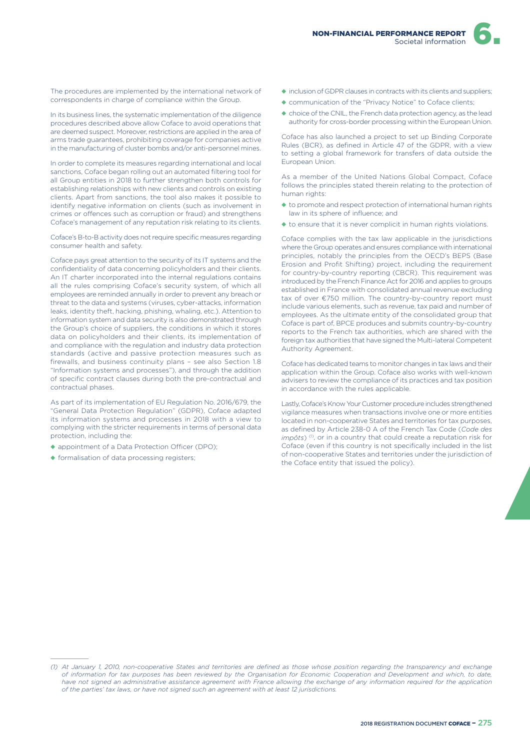The procedures are implemented by the international network of correspondents in charge of compliance within the Group.

In its business lines, the systematic implementation of the diligence procedures described above allow Coface to avoid operations that are deemed suspect. Moreover, restrictions are applied in the area of arms trade guarantees, prohibiting coverage for companies active in the manufacturing of cluster bombs and/or anti-personnel mines.

In order to complete its measures regarding international and local sanctions, Coface began rolling out an automated filtering tool for all Group entities in 2018 to further strengthen both controls for establishing relationships with new clients and controls on existing clients. Apart from sanctions, the tool also makes it possible to identify negative information on clients (such as involvement in crimes or offences such as corruption or fraud) and strengthens Coface's management of any reputation risk relating to its clients.

Coface's B-to-B activity does not require specific measures regarding consumer health and safety.

Coface pays great attention to the security of its IT systems and the confidentiality of data concerning policyholders and their clients. An IT charter incorporated into the internal regulations contains all the rules comprising Coface's security system, of which all employees are reminded annually in order to prevent any breach or threat to the data and systems (viruses, cyber-attacks, information leaks, identity theft, hacking, phishing, whaling, etc.). Attention to information system and data security is also demonstrated through the Group's choice of suppliers, the conditions in which it stores data on policyholders and their clients, its implementation of and compliance with the regulation and industry data protection standards (active and passive protection measures such as firewalls, and business continuity plans – see also Section 1.8 "Information systems and processes"), and through the addition of specific contract clauses during both the pre-contractual and contractual phases.

As part of its implementation of EU Regulation No. 2016/679, the "General Data Protection Regulation" (GDPR), Coface adapted its information systems and processes in 2018 with a view to complying with the stricter requirements in terms of personal data protection, including the:

- appointment of a Data Protection Officer (DPO);
- formalisation of data processing registers;
- inclusion of GDPR clauses in contracts with its clients and suppliers;
- communication of the "Privacy Notice" to Coface clients;
- choice of the CNIL, the French data protection agency, as the lead authority for cross-border processing within the European Union.

Coface has also launched a project to set up Binding Corporate Rules (BCR), as defined in Article 47 of the GDPR, with a view to setting a global framework for transfers of data outside the European Union.

As a member of the United Nations Global Compact, Coface follows the principles stated therein relating to the protection of human rights:

- to promote and respect protection of international human rights law in its sphere of influence; and
- to ensure that it is never complicit in human rights violations.

Coface complies with the tax law applicable in the jurisdictions where the Group operates and ensures compliance with international principles, notably the principles from the OECD's BEPS (Base Erosion and Profit Shifting) project, including the requirement for country-by-country reporting (CBCR). This requirement was introduced by the French Finance Act for 2016 and applies to groups established in France with consolidated annual revenue excluding tax of over €750 million. The country-by-country report must include various elements, such as revenue, tax paid and number of employees. As the ultimate entity of the consolidated group that Coface is part of, BPCE produces and submits country-by-country reports to the French tax authorities, which are shared with the foreign tax authorities that have signed the Multi-lateral Competent Authority Agreement.

Coface has dedicated teams to monitor changes in tax laws and their application within the Group. Coface also works with well-known advisers to review the compliance of its practices and tax position in accordance with the rules applicable.

Lastly, Coface's Know Your Customer procedure includes strengthened vigilance measures when transactions involve one or more entities located in non-cooperative States and territories for tax purposes, as defined by Article 238-0 A of the French Tax Code (*Code des impôts*) [1], or in a country that could create a reputation risk for Coface (even if this country is not specifically included in the list of non-cooperative States and territories under the jurisdiction of the Coface entity that issued the policy).

---

*(1) At January 1, 2010, non-cooperative States and territories are defined as those whose position regarding the transparency and exchange of information for tax purposes has been reviewed by the Organisation for Economic Cooperation and Development and which, to date, have not signed an administrative assistance agreement with France allowing the exchange of any information required for the application of the parties' tax laws, or have not signed such an agreement with at least 12 jurisdictions.*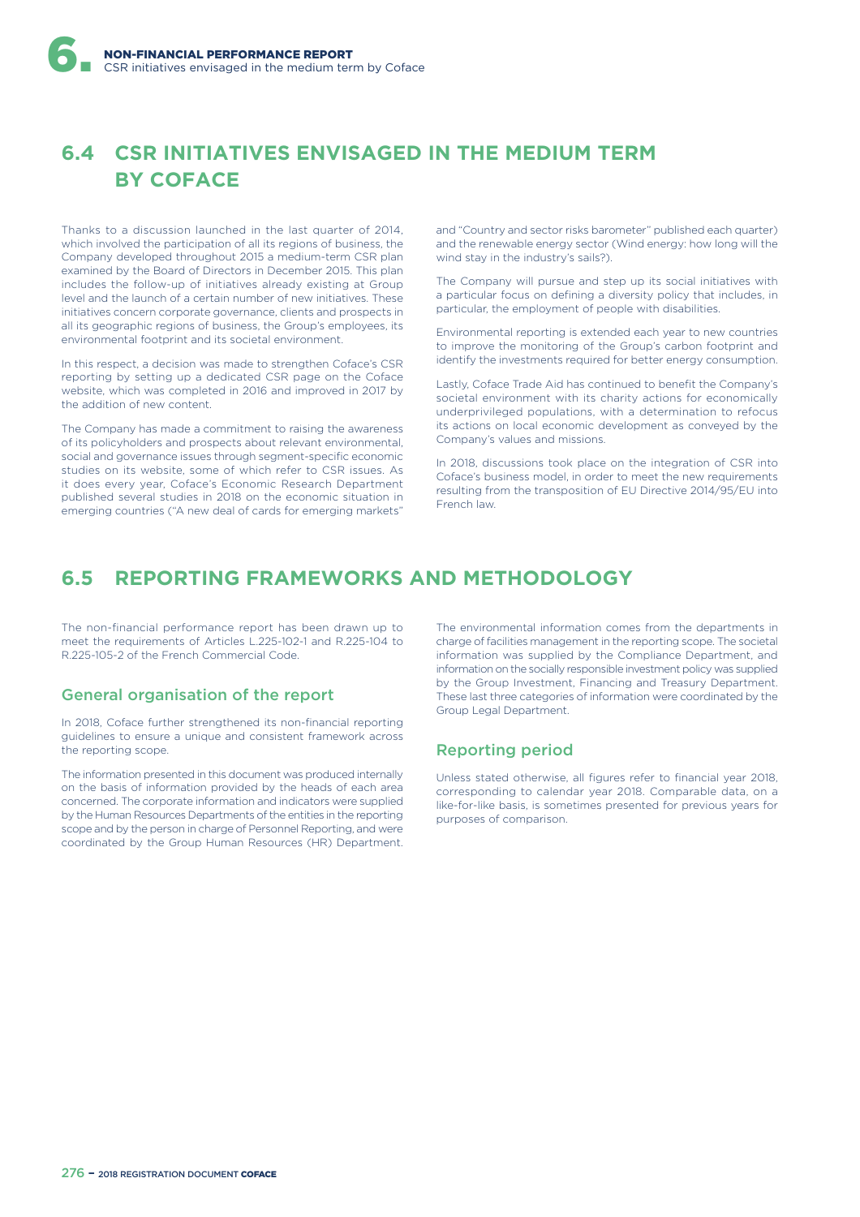## 6.4 CSR INITIATIVES ENVISAGED IN THE MEDIUM TERM BY COFACE

Thanks to a discussion launched in the last quarter of 2014, which involved the participation of all its regions of business, the Company developed throughout 2015 a medium-term CSR plan examined by the Board of Directors in December 2015. This plan includes the follow-up of initiatives already existing at Group level and the launch of a certain number of new initiatives. These initiatives concern corporate governance, clients and prospects in all its geographic regions of business, the Group's employees, its environmental footprint and its societal environment.

In this respect, a decision was made to strengthen Coface's CSR reporting by setting up a dedicated CSR page on the Coface website, which was completed in 2016 and improved in 2017 by the addition of new content.

The Company has made a commitment to raising the awareness of its policyholders and prospects about relevant environmental, social and governance issues through segment-specific economic studies on its website, some of which refer to CSR issues. As it does every year, Coface's Economic Research Department published several studies in 2018 on the economic situation in emerging countries ("A new deal of cards for emerging markets" and "Country and sector risks barometer" published each quarter) and the renewable energy sector (Wind energy: how long will the wind stay in the industry's sails?).

The Company will pursue and step up its social initiatives with a particular focus on defining a diversity policy that includes, in particular, the employment of people with disabilities.

Environmental reporting is extended each year to new countries to improve the monitoring of the Group's carbon footprint and identify the investments required for better energy consumption.

Lastly, Coface Trade Aid has continued to benefit the Company's societal environment with its charity actions for economically underprivileged populations, with a determination to refocus its actions on local economic development as conveyed by the Company's values and missions.

In 2018, discussions took place on the integration of CSR into Coface's business model, in order to meet the new requirements resulting from the transposition of EU Directive 2014/95/EU into French law.

## 6.5 REPORTING FRAMEWORKS AND METHODOLOGY

The non-financial performance report has been drawn up to meet the requirements of Articles L.225-102-1 and R.225-104 to R.225-105-2 of the French Commercial Code.

### General organisation of the report

In 2018, Coface further strengthened its non-financial reporting guidelines to ensure a unique and consistent framework across the reporting scope.

The information presented in this document was produced internally on the basis of information provided by the heads of each area concerned. The corporate information and indicators were supplied by the Human Resources Departments of the entities in the reporting scope and by the person in charge of Personnel Reporting, and were coordinated by the Group Human Resources (HR) Department. The environmental information comes from the departments in charge of facilities management in the reporting scope. The societal information was supplied by the Compliance Department, and information on the socially responsible investment policy was supplied by the Group Investment, Financing and Treasury Department. These last three categories of information were coordinated by the Group Legal Department.

### Reporting period

Unless stated otherwise, all figures refer to financial year 2018, corresponding to calendar year 2018. Comparable data, on a like-for-like basis, is sometimes presented for previous years for purposes of comparison.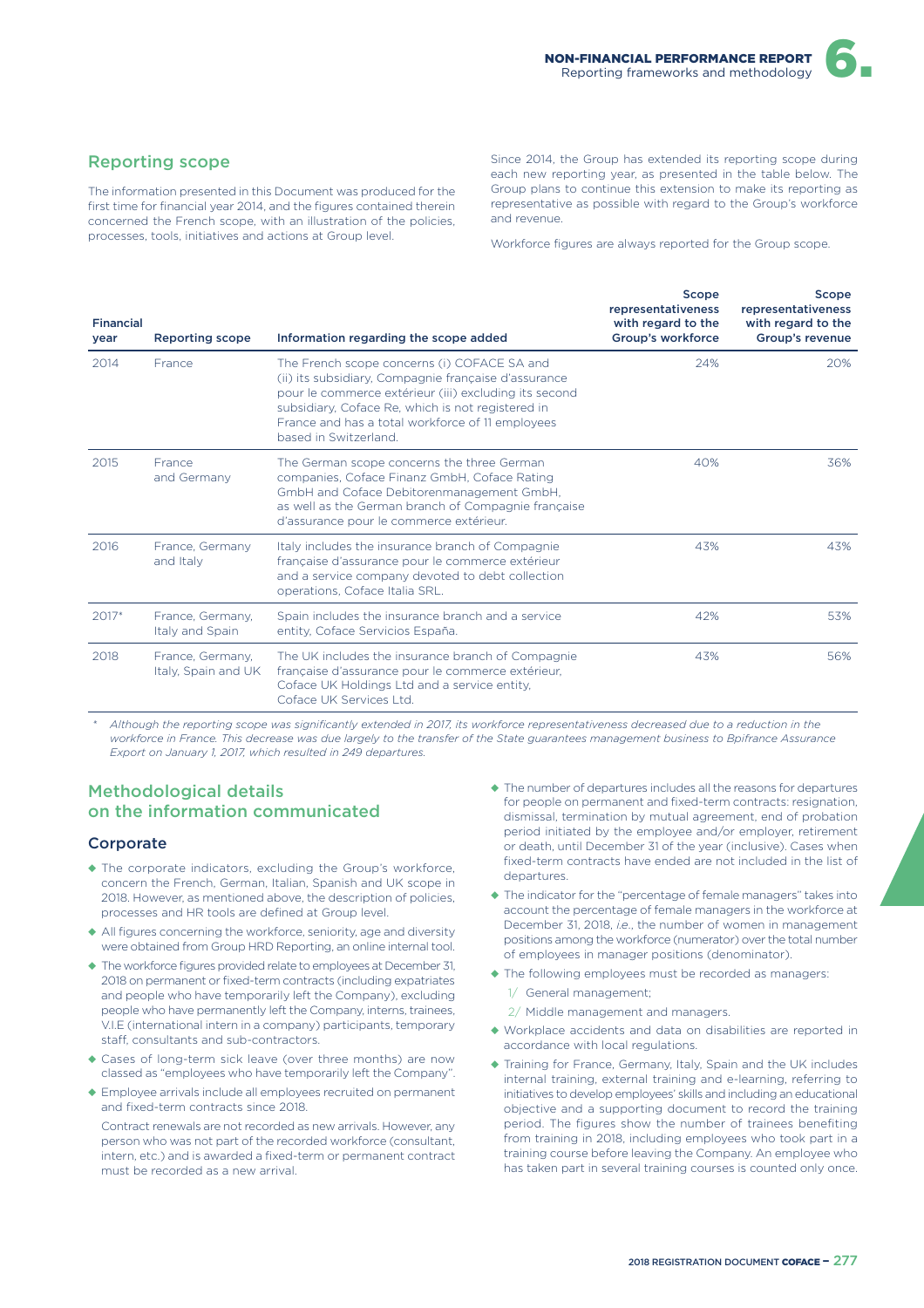## Reporting scope

The information presented in this Document was produced for the first time for financial year 2014, and the figures contained therein concerned the French scope, with an illustration of the policies, processes, tools, initiatives and actions at Group level.

Since 2014, the Group has extended its reporting scope during each new reporting year, as presented in the table below. The Group plans to continue this extension to make its reporting as representative as possible with regard to the Group's workforce and revenue.

Workforce figures are always reported for the Group scope.

| Financial year | Reporting scope | Information regarding the scope added | Scope representativeness with regard to the Group's workforce | Scope representativeness with regard to the Group's revenue |
|---|---|---|---|---|
| 2014 | France | The French scope concerns (i) COFACE SA and (ii) its subsidiary, Compagnie française d'assurance pour le commerce extérieur (iii) excluding its second subsidiary, Coface Re, which is not registered in France and has a total workforce of 11 employees based in Switzerland. | 24% | 20% |
| 2015 | France and Germany | The German scope concerns the three German companies, Coface Finanz GmbH, Coface Rating GmbH and Coface Debitorenmanagement GmbH, as well as the German branch of Compagnie française d'assurance pour le commerce extérieur. | 40% | 36% |
| 2016 | France, Germany and Italy | Italy includes the insurance branch of Compagnie française d'assurance pour le commerce extérieur and a service company devoted to debt collection operations, Coface Italia SRL. | 43% | 43% |
| 2017* | France, Germany, Italy and Spain | Spain includes the insurance branch and a service entity, Coface Servicios España. | 42% | 53% |
| 2018 | France, Germany, Italy, Spain and UK | The UK includes the insurance branch of Compagnie française d'assurance pour le commerce extérieur, Coface UK Holdings Ltd and a service entity, Coface UK Services Ltd. | 43% | 56% |

\* *Although the reporting scope was significantly extended in 2017, its workforce representativeness decreased due to a reduction in the workforce in France. This decrease was due largely to the transfer of the State guarantees management business to Bpifrance Assurance Export on January 1, 2017, which resulted in 249 departures.*

## Methodological details on the information communicated

### Corporate

- The corporate indicators, excluding the Group's workforce, concern the French, German, Italian, Spanish and UK scope in 2018. However, as mentioned above, the description of policies, processes and HR tools are defined at Group level.
- All figures concerning the workforce, seniority, age and diversity were obtained from Group HRD Reporting, an online internal tool.
- The workforce figures provided relate to employees at December 31, 2018 on permanent or fixed-term contracts (including expatriates and people who have temporarily left the Company), excluding people who have permanently left the Company, interns, trainees, V.I.E (international intern in a company) participants, temporary staff, consultants and sub-contractors.
- Cases of long-term sick leave (over three months) are now classed as "employees who have temporarily left the Company".
- Employee arrivals include all employees recruited on permanent and fixed-term contracts since 2018.

  Contract renewals are not recorded as new arrivals. However, any person who was not part of the recorded workforce (consultant, intern, etc.) and is awarded a fixed-term or permanent contract must be recorded as a new arrival.
- The number of departures includes all the reasons for departures for people on permanent and fixed-term contracts: resignation, dismissal, termination by mutual agreement, end of probation period initiated by the employee and/or employer, retirement or death, until December 31 of the year (inclusive). Cases when fixed-term contracts have ended are not included in the list of departures.
- The indicator for the "percentage of female managers" takes into account the percentage of female managers in the workforce at December 31, 2018, *i.e.*, the number of women in management positions among the workforce (numerator) over the total number of employees in manager positions (denominator).
- The following employees must be recorded as managers:
  1/ General management;
  2/ Middle management and managers.
- Workplace accidents and data on disabilities are reported in accordance with local regulations.
- Training for France, Germany, Italy, Spain and the UK includes internal training, external training and e-learning, referring to initiatives to develop employees' skills and including an educational objective and a supporting document to record the training period. The figures show the number of trainees benefiting from training in 2018, including employees who took part in a training course before leaving the Company. An employee who has taken part in several training courses is counted only once.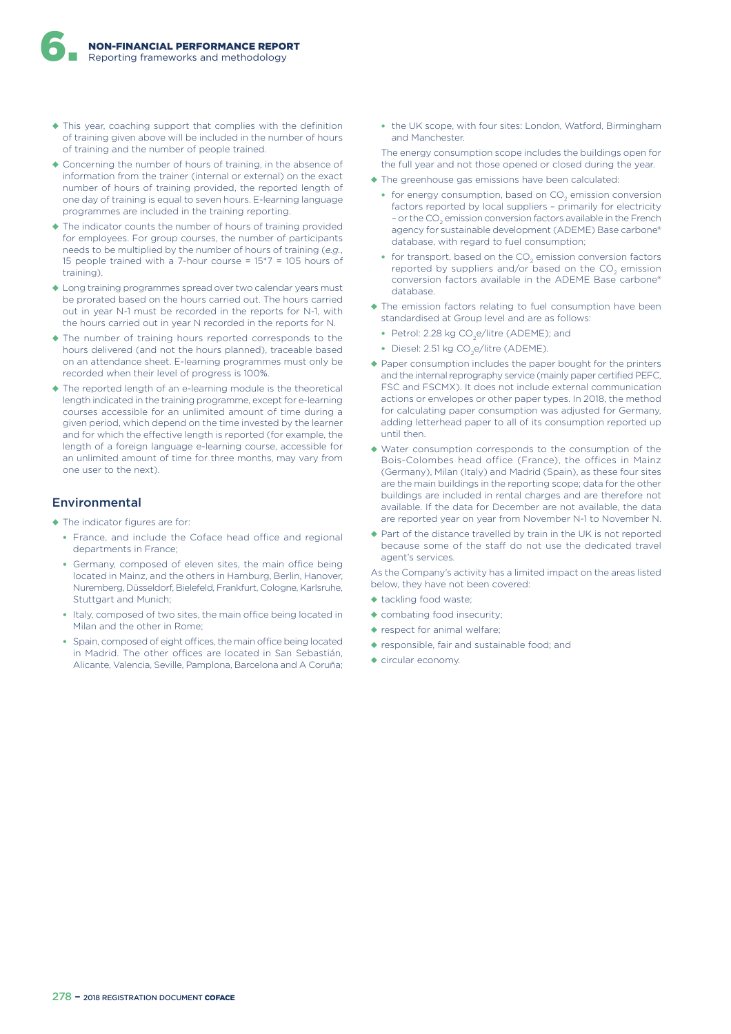- This year, coaching support that complies with the definition of training given above will be included in the number of hours of training and the number of people trained.
- Concerning the number of hours of training, in the absence of information from the trainer (internal or external) on the exact number of hours of training provided, the reported length of one day of training is equal to seven hours. E-learning language programmes are included in the training reporting.
- The indicator counts the number of hours of training provided for employees. For group courses, the number of participants needs to be multiplied by the number of hours of training (*e.g.*, 15 people trained with a 7-hour course = 15*7 = 105 hours of training).
- Long training programmes spread over two calendar years must be prorated based on the hours carried out. The hours carried out in year N-1 must be recorded in the reports for N-1, with the hours carried out in year N recorded in the reports for N.
- The number of training hours reported corresponds to the hours delivered (and not the hours planned), traceable based on an attendance sheet. E-learning programmes must only be recorded when their level of progress is 100%.
- The reported length of an e-learning module is the theoretical length indicated in the training programme, except for e-learning courses accessible for an unlimited amount of time during a given period, which depend on the time invested by the learner and for which the effective length is reported (for example, the length of a foreign language e-learning course, accessible for an unlimited amount of time for three months, may vary from one user to the next).

## Environmental

- The indicator figures are for:
  - France, and include the Coface head office and regional departments in France;
  - Germany, composed of eleven sites, the main office being located in Mainz, and the others in Hamburg, Berlin, Hanover, Nuremberg, Düsseldorf, Bielefeld, Frankfurt, Cologne, Karlsruhe, Stuttgart and Munich;
  - Italy, composed of two sites, the main office being located in Milan and the other in Rome;
  - Spain, composed of eight offices, the main office being located in Madrid. The other offices are located in San Sebastián, Alicante, Valencia, Seville, Pamplona, Barcelona and A Coruña;
  - the UK scope, with four sites: London, Watford, Birmingham and Manchester.

  The energy consumption scope includes the buildings open for the full year and not those opened or closed during the year.
- The greenhouse gas emissions have been calculated:
  - for energy consumption, based on $CO_2$ emission conversion factors reported by local suppliers – primarily for electricity – or the $CO_2$ emission conversion factors available in the French agency for sustainable development (ADEME) Base carbone® database, with regard to fuel consumption;
  - for transport, based on the $CO_2$ emission conversion factors reported by suppliers and/or based on the $CO_2$ emission conversion factors available in the ADEME Base carbone® database.
- The emission factors relating to fuel consumption have been standardised at Group level and are as follows:
  - Petrol: 2.28 kg $CO_2$e/litre (ADEME); and
  - Diesel: 2.51 kg $CO_2$e/litre (ADEME).
- Paper consumption includes the paper bought for the printers and the internal reprography service (mainly paper certified PEFC, FSC and FSCMX). It does not include external communication actions or envelopes or other paper types. In 2018, the method for calculating paper consumption was adjusted for Germany, adding letterhead paper to all of its consumption reported up until then.
- Water consumption corresponds to the consumption of the Bois-Colombes head office (France), the offices in Mainz (Germany), Milan (Italy) and Madrid (Spain), as these four sites are the main buildings in the reporting scope; data for the other buildings are included in rental charges and are therefore not available. If the data for December are not available, the data are reported year on year from November N-1 to November N.
- Part of the distance travelled by train in the UK is not reported because some of the staff do not use the dedicated travel agent's services.

As the Company's activity has a limited impact on the areas listed below, they have not been covered:

- tackling food waste;
- combating food insecurity;
- respect for animal welfare;
- responsible, fair and sustainable food; and
- circular economy.